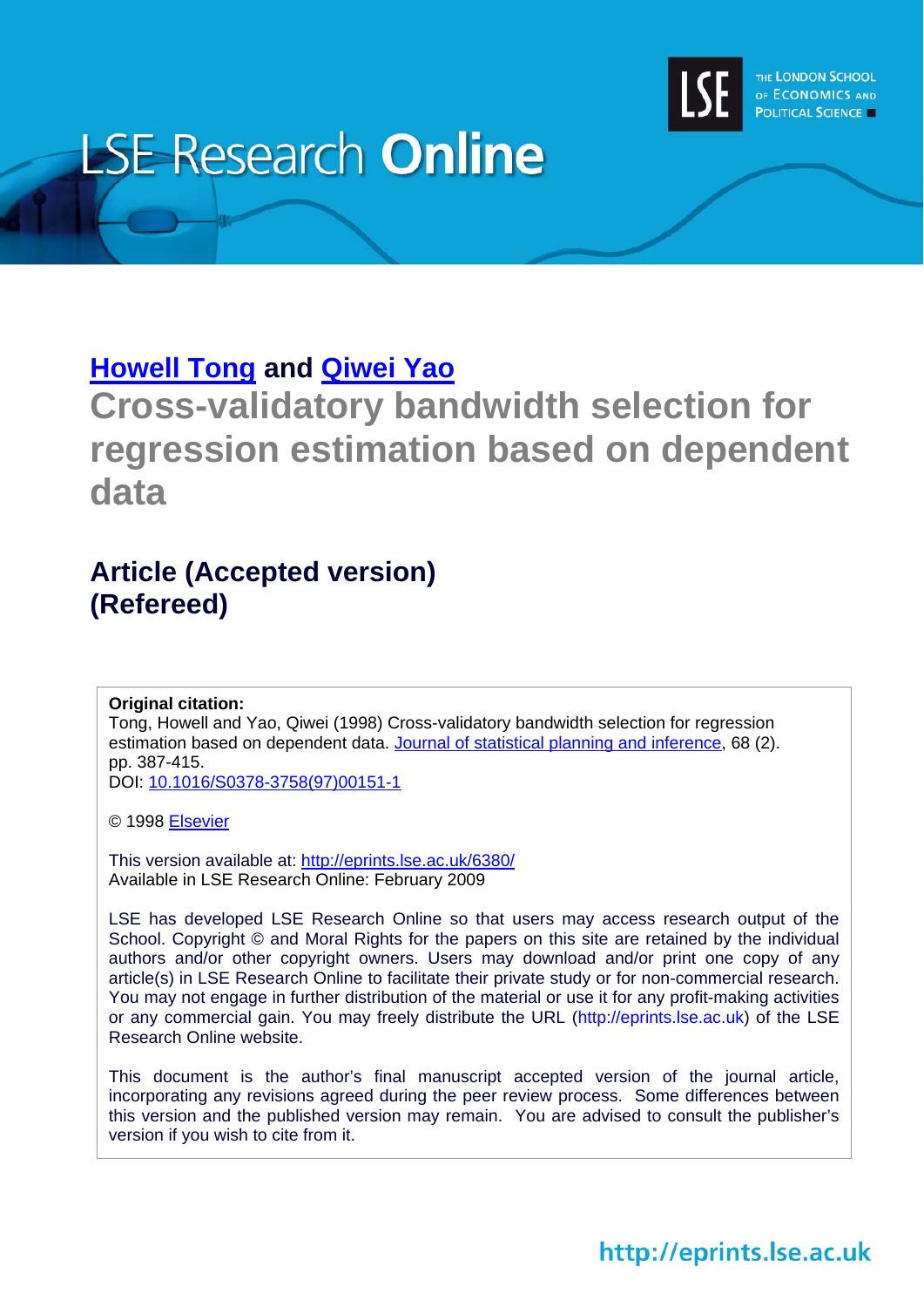# LSE Research Online

**Howell Tong and Qiwei Yao**

## Cross-validatory bandwidth selection for regression estimation based on dependent data

### Article (Accepted version) (Refereed)

**Original citation:**
Tong, Howell and Yao, Qiwei (1998) Cross-validatory bandwidth selection for regression estimation based on dependent data. Journal of statistical planning and inference, 68 (2). pp. 387-415.
DOI: 10.1016/S0378-3758(97)00151-1

© 1998 Elsevier

This version available at: http://eprints.lse.ac.uk/6380/
Available in LSE Research Online: February 2009

LSE has developed LSE Research Online so that users may access research output of the School. Copyright © and Moral Rights for the papers on this site are retained by the individual authors and/or other copyright owners. Users may download and/or print one copy of any article(s) in LSE Research Online to facilitate their private study or for non-commercial research. You may not engage in further distribution of the material or use it for any profit-making activities or any commercial gain. You may freely distribute the URL (http://eprints.lse.ac.uk) of the LSE Research Online website.

This document is the author's final manuscript accepted version of the journal article, incorporating any revisions agreed during the peer review process. Some differences between this version and the published version may remain. You are advised to consult the publisher's version if you wish to cite from it.

http://eprints.lse.ac.uk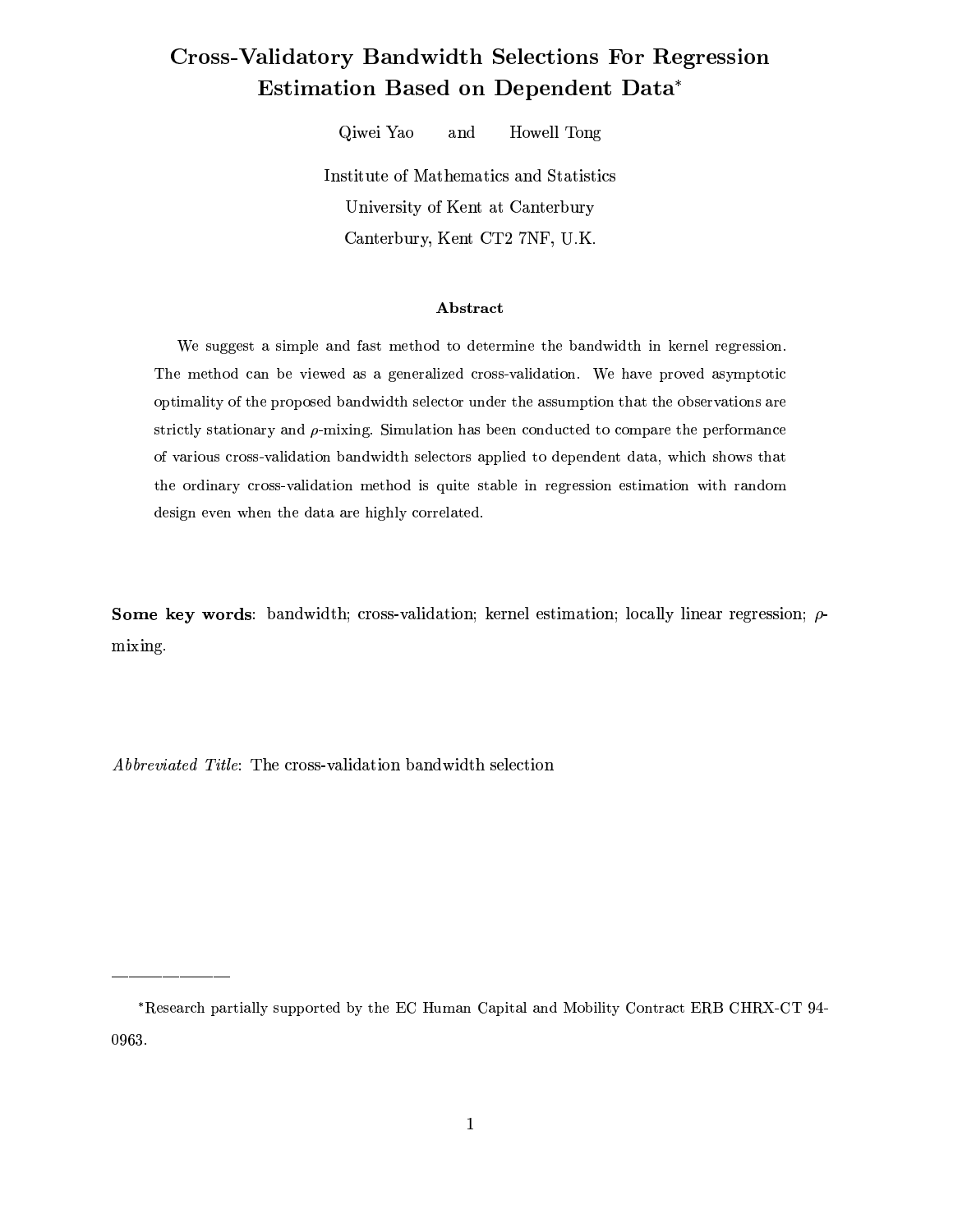# Cross-Validatory Bandwidth Selections For Regression Estimation Based on Dependent Data*

Qiwei Yao and Howell Tong

Institute of Mathematics and Statistics

University of Kent at Canterbury

Canterbury, Kent CT2 7NF, U.K.

## Abstract

We suggest a simple and fast method to determine the bandwidth in kernel regression. The method can be viewed as a generalized cross-validation. We have proved asymptotic optimality of the proposed bandwidth selector under the assumption that the observations are strictly stationary and $\rho$-mixing. Simulation has been conducted to compare the performance of various cross-validation bandwidth selectors applied to dependent data, which shows that the ordinary cross-validation method is quite stable in regression estimation with random design even when the data are highly correlated.

**Some key words**: bandwidth; cross-validation; kernel estimation; locally linear regression; $\rho$-mixing.

*Abbreviated Title*: The cross-validation bandwidth selection

---

*Research partially supported by the EC Human Capital and Mobility Contract ERB CHRX-CT 94-0963.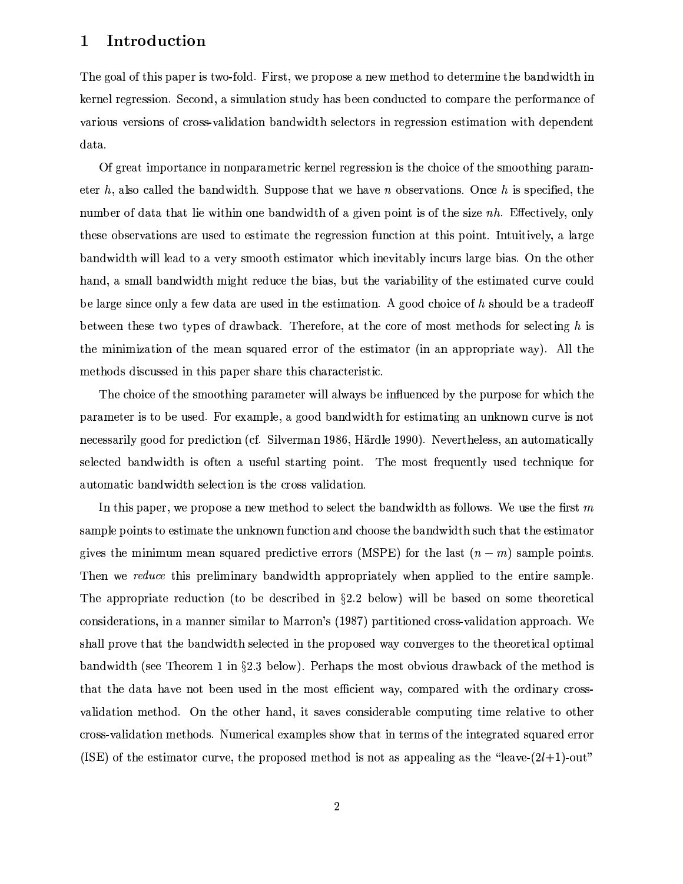# 1 Introduction

The goal of this paper is two-fold. First, we propose a new method to determine the bandwidth in kernel regression. Second, a simulation study has been conducted to compare the performance of various versions of cross-validation bandwidth selectors in regression estimation with dependent data.

Of great importance in nonparametric kernel regression is the choice of the smoothing parameter $h$, also called the bandwidth. Suppose that we have $n$ observations. Once $h$ is specified, the number of data that lie within one bandwidth of a given point is of the size $nh$. Effectively, only these observations are used to estimate the regression function at this point. Intuitively, a large bandwidth will lead to a very smooth estimator which inevitably incurs large bias. On the other hand, a small bandwidth might reduce the bias, but the variability of the estimated curve could be large since only a few data are used in the estimation. A good choice of $h$ should be a tradeoff between these two types of drawback. Therefore, at the core of most methods for selecting $h$ is the minimization of the mean squared error of the estimator (in an appropriate way). All the methods discussed in this paper share this characteristic.

The choice of the smoothing parameter will always be influenced by the purpose for which the parameter is to be used. For example, a good bandwidth for estimating an unknown curve is not necessarily good for prediction (cf. Silverman 1986, Härdle 1990). Nevertheless, an automatically selected bandwidth is often a useful starting point. The most frequently used technique for automatic bandwidth selection is the cross validation.

In this paper, we propose a new method to select the bandwidth as follows. We use the first $m$ sample points to estimate the unknown function and choose the bandwidth such that the estimator gives the minimum mean squared predictive errors (MSPE) for the last $(n-m)$ sample points. Then we *reduce* this preliminary bandwidth appropriately when applied to the entire sample. The appropriate reduction (to be described in §2.2 below) will be based on some theoretical considerations, in a manner similar to Marron's (1987) partitioned cross-validation approach. We shall prove that the bandwidth selected in the proposed way converges to the theoretical optimal bandwidth (see Theorem 1 in §2.3 below). Perhaps the most obvious drawback of the method is that the data have not been used in the most efficient way, compared with the ordinary cross-validation method. On the other hand, it saves considerable computing time relative to other cross-validation methods. Numerical examples show that in terms of the integrated squared error (ISE) of the estimator curve, the proposed method is not as appealing as the "leave-$(2l+1)$-out"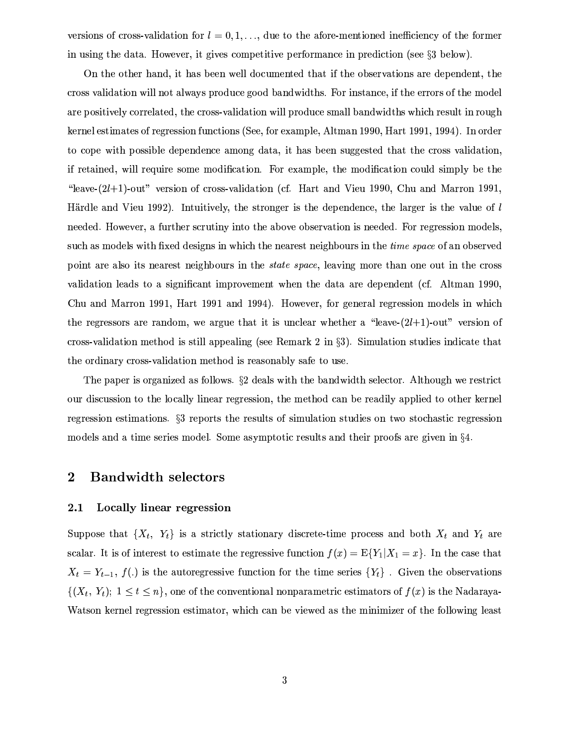versions of cross-validation for $l = 0, 1, \ldots$, due to the afore-mentioned inefficiency of the former in using the data. However, it gives competitive performance in prediction (see §3 below).

On the other hand, it has been well documented that if the observations are dependent, the cross validation will not always produce good bandwidths. For instance, if the errors of the model are positively correlated, the cross-validation will produce small bandwidths which result in rough kernel estimates of regression functions (See, for example, Altman 1990, Hart 1991, 1994). In order to cope with possible dependence among data, it has been suggested that the cross validation, if retained, will require some modification. For example, the modification could simply be the "leave-($2l$+1)-out" version of cross-validation (cf. Hart and Vieu 1990, Chu and Marron 1991, Härdle and Vieu 1992). Intuitively, the stronger is the dependence, the larger is the value of $l$ needed. However, a further scrutiny into the above observation is needed. For regression models, such as models with fixed designs in which the nearest neighbours in the *time space* of an observed point are also its nearest neighbours in the *state space*, leaving more than one out in the cross validation leads to a significant improvement when the data are dependent (cf. Altman 1990, Chu and Marron 1991, Hart 1991 and 1994). However, for general regression models in which the regressors are random, we argue that it is unclear whether a "leave-($2l$+1)-out" version of cross-validation method is still appealing (see Remark 2 in §3). Simulation studies indicate that the ordinary cross-validation method is reasonably safe to use.

The paper is organized as follows. §2 deals with the bandwidth selector. Although we restrict our discussion to the locally linear regression, the method can be readily applied to other kernel regression estimations. §3 reports the results of simulation studies on two stochastic regression models and a time series model. Some asymptotic results and their proofs are given in §4.

## 2 Bandwidth selectors

### 2.1 Locally linear regression

Suppose that $\{X_t,\ Y_t\}$ is a strictly stationary discrete-time process and both $X_t$ and $Y_t$ are scalar. It is of interest to estimate the regressive function $f(x) = \mathrm{E}\{Y_1 | X_1 = x\}$. In the case that $X_t = Y_{t-1}$, $f(.)$ is the autoregressive function for the time series $\{Y_t\}$ . Given the observations $\{(X_t,\ Y_t);\ 1 \le t \le n\}$, one of the conventional nonparametric estimators of $f(x)$ is the Nadaraya-Watson kernel regression estimator, which can be viewed as the minimizer of the following least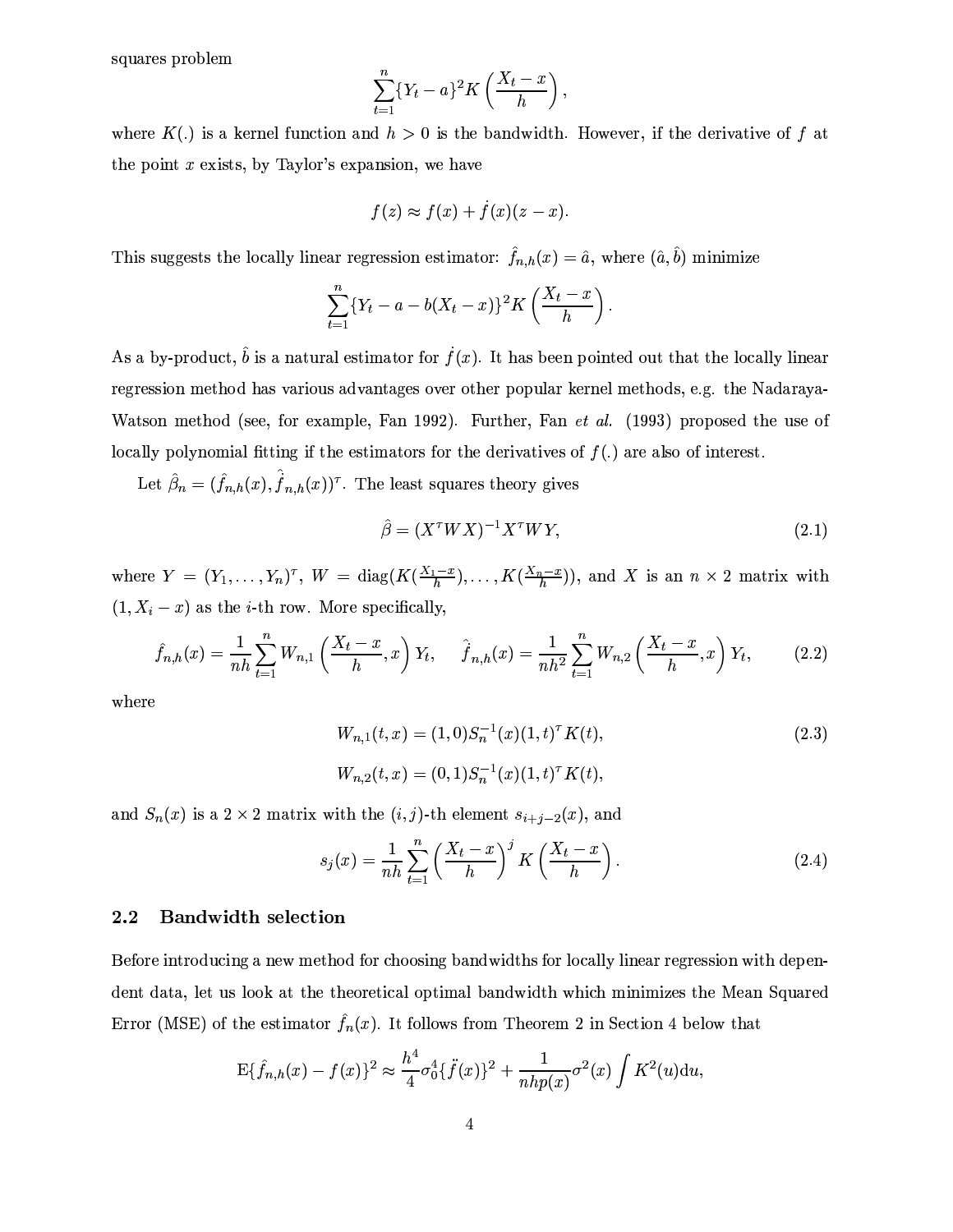squares problem

$$\sum_{t=1}^{n} \{Y_t - a\}^2 K\left(\frac{X_t - x}{h}\right),$$

where $K(.)$ is a kernel function and $h > 0$ is the bandwidth. However, if the derivative of $f$ at the point $x$ exists, by Taylor's expansion, we have

$$f(z) \approx f(x) + \dot{f}(x)(z - x).$$

This suggests the locally linear regression estimator: $\hat{f}_{n,h}(x) = \hat{a}$, where $(\hat{a}, \hat{b})$ minimize

$$\sum_{t=1}^{n} \{Y_t - a - b(X_t - x)\}^2 K\left(\frac{X_t - x}{h}\right).$$

As a by-product, $\hat{b}$ is a natural estimator for $\dot{f}(x)$. It has been pointed out that the locally linear regression method has various advantages over other popular kernel methods, e.g. the Nadaraya-Watson method (see, for example, Fan 1992). Further, Fan *et al.* (1993) proposed the use of locally polynomial fitting if the estimators for the derivatives of $f(.)$ are also of interest.

Let $\hat{\beta}_n = (\hat{f}_{n,h}(x), \hat{\dot{f}}_{n,h}(x))^\tau$. The least squares theory gives

$$\hat{\beta} = (X^\tau W X)^{-1} X^\tau W Y, \tag{2.1}$$

where $Y = (Y_1, \ldots, Y_n)^\tau$, $W = \text{diag}(K(\frac{X_1 - x}{h}), \ldots, K(\frac{X_n - x}{h}))$, and $X$ is an $n \times 2$ matrix with $(1, X_i - x)$ as the $i$-th row. More specifically,

$$\hat{f}_{n,h}(x) = \frac{1}{nh} \sum_{t=1}^{n} W_{n,1}\left(\frac{X_t - x}{h}, x\right) Y_t, \quad \hat{\dot{f}}_{n,h}(x) = \frac{1}{nh^2} \sum_{t=1}^{n} W_{n,2}\left(\frac{X_t - x}{h}, x\right) Y_t, \tag{2.2}$$

where

$$W_{n,1}(t, x) = (1, 0) S_n^{-1}(x) (1, t)^\tau K(t), \tag{2.3}$$

$$W_{n,2}(t, x) = (0, 1) S_n^{-1}(x) (1, t)^\tau K(t),$$

and $S_n(x)$ is a $2 \times 2$ matrix with the $(i, j)$-th element $s_{i+j-2}(x)$, and

$$s_j(x) = \frac{1}{nh} \sum_{t=1}^{n} \left(\frac{X_t - x}{h}\right)^j K\left(\frac{X_t - x}{h}\right). \tag{2.4}$$

## 2.2 Bandwidth selection

Before introducing a new method for choosing bandwidths for locally linear regression with dependent data, let us look at the theoretical optimal bandwidth which minimizes the Mean Squared Error (MSE) of the estimator $\hat{f}_n(x)$. It follows from Theorem 2 in Section 4 below that

$$\text{E}\{\hat{f}_{n,h}(x) - f(x)\}^2 \approx \frac{h^4}{4} \sigma_0^4 \{\ddot{f}(x)\}^2 + \frac{1}{nhp(x)} \sigma^2(x) \int K^2(u) \text{d}u,$$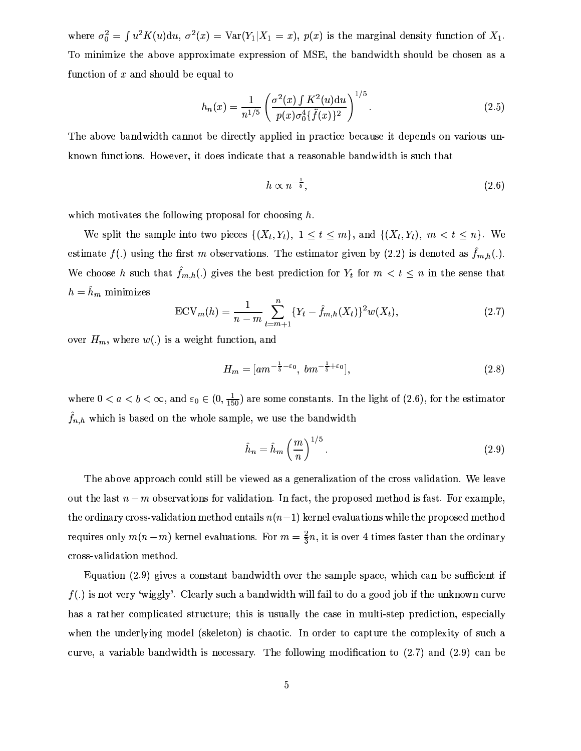where $\sigma_0^2 = \int u^2 K(u) \mathrm{d}u$, $\sigma^2(x) = \mathrm{Var}(Y_1 | X_1 = x)$, $p(x)$ is the marginal density function of $X_1$. To minimize the above approximate expression of MSE, the bandwidth should be chosen as a function of $x$ and should be equal to

$$h_n(x) = \frac{1}{n^{1/5}} \left( \frac{\sigma^2(x) \int K^2(u) \mathrm{d}u}{p(x) \sigma_0^4 \{\ddot{f}(x)\}^2} \right)^{1/5}. \tag{2.5}$$

The above bandwidth cannot be directly applied in practice because it depends on various unknown functions. However, it does indicate that a reasonable bandwidth is such that

$$h \propto n^{-\frac{1}{5}}, \tag{2.6}$$

which motivates the following proposal for choosing $h$.

We split the sample into two pieces $\{(X_t, Y_t),\ 1 \leq t \leq m\}$, and $\{(X_t, Y_t),\ m < t \leq n\}$. We estimate $f(.)$ using the first $m$ observations. The estimator given by (2.2) is denoted as $\hat{f}_{m,h}(.)$. We choose $h$ such that $\hat{f}_{m,h}(.)$ gives the best prediction for $Y_t$ for $m < t \leq n$ in the sense that $h = \hat{h}_m$ minimizes

$$\mathrm{ECV}_m(h) = \frac{1}{n-m} \sum_{t=m+1}^{n} \{Y_t - \hat{f}_{m,h}(X_t)\}^2 w(X_t), \tag{2.7}$$

over $H_m$, where $w(.)$ is a weight function, and

$$H_m = [a m^{-\frac{1}{5}-\varepsilon_0},\ b m^{-\frac{1}{5}+\varepsilon_0}], \tag{2.8}$$

where $0 < a < b < \infty$, and $\varepsilon_0 \in (0, \frac{1}{150})$ are some constants. In the light of (2.6), for the estimator $\hat{f}_{n,h}$ which is based on the whole sample, we use the bandwidth

$$\hat{h}_n = \hat{h}_m \left(\frac{m}{n}\right)^{1/5}. \tag{2.9}$$

The above approach could still be viewed as a generalization of the cross validation. We leave out the last $n-m$ observations for validation. In fact, the proposed method is fast. For example, the ordinary cross-validation method entails $n(n-1)$ kernel evaluations while the proposed method requires only $m(n-m)$ kernel evaluations. For $m = \frac{2}{3}n$, it is over 4 times faster than the ordinary cross-validation method.

Equation (2.9) gives a constant bandwidth over the sample space, which can be sufficient if $f(.)$ is not very 'wiggly'. Clearly such a bandwidth will fail to do a good job if the unknown curve has a rather complicated structure; this is usually the case in multi-step prediction, especially when the underlying model (skeleton) is chaotic. In order to capture the complexity of such a curve, a variable bandwidth is necessary. The following modification to (2.7) and (2.9) can be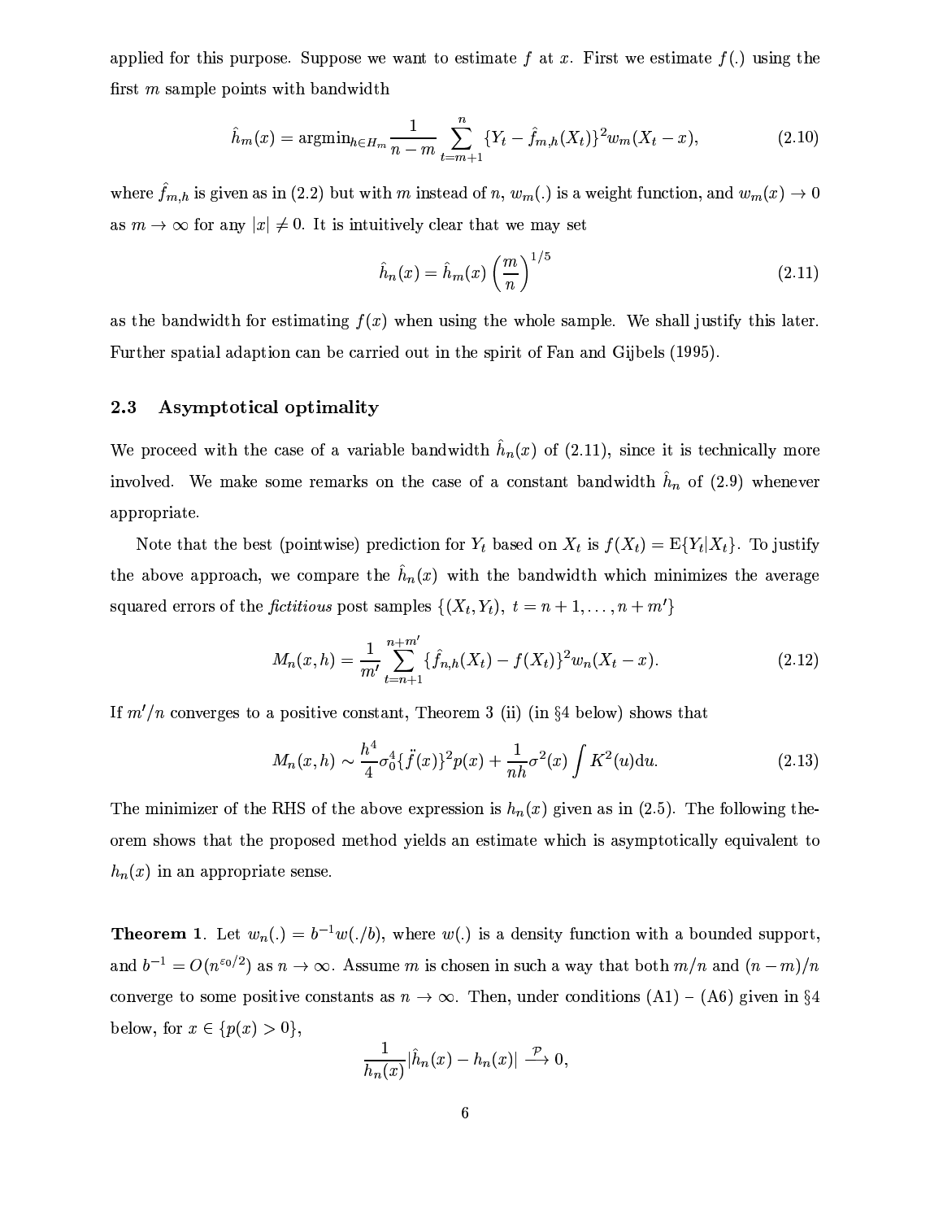applied for this purpose. Suppose we want to estimate $f$ at $x$. First we estimate $f(.)$ using the first $m$ sample points with bandwidth

$$\hat{h}_m(x) = \text{argmin}_{h \in H_m} \frac{1}{n-m} \sum_{t=m+1}^{n} \{Y_t - \hat{f}_{m,h}(X_t)\}^2 w_m(X_t - x), \tag{2.10}$$

where $\hat{f}_{m,h}$ is given as in (2.2) but with $m$ instead of $n$, $w_m(.)$ is a weight function, and $w_m(x) \to 0$ as $m \to \infty$ for any $|x| \neq 0$. It is intuitively clear that we may set

$$\hat{h}_n(x) = \hat{h}_m(x) \left(\frac{m}{n}\right)^{1/5} \tag{2.11}$$

as the bandwidth for estimating $f(x)$ when using the whole sample. We shall justify this later. Further spatial adaption can be carried out in the spirit of Fan and Gijbels (1995).

### 2.3 Asymptotical optimality

We proceed with the case of a variable bandwidth $\hat{h}_n(x)$ of (2.11), since it is technically more involved. We make some remarks on the case of a constant bandwidth $\hat{h}_n$ of (2.9) whenever appropriate.

Note that the best (pointwise) prediction for $Y_t$ based on $X_t$ is $f(X_t) = \mathrm{E}\{Y_t | X_t\}$. To justify the above approach, we compare the $\hat{h}_n(x)$ with the bandwidth which minimizes the average squared errors of the *fictitious* post samples $\{(X_t, Y_t),\ t = n+1, \ldots, n+m'\}$

$$M_n(x,h) = \frac{1}{m'} \sum_{t=n+1}^{n+m'} \{\hat{f}_{n,h}(X_t) - f(X_t)\}^2 w_n(X_t - x). \tag{2.12}$$

If $m'/n$ converges to a positive constant, Theorem 3 (ii) (in §4 below) shows that

$$M_n(x,h) \sim \frac{h^4}{4}\sigma_0^4 \{\ddot{f}(x)\}^2 p(x) + \frac{1}{nh}\sigma^2(x) \int K^2(u)\mathrm{d}u. \tag{2.13}$$

The minimizer of the RHS of the above expression is $h_n(x)$ given as in (2.5). The following theorem shows that the proposed method yields an estimate which is asymptotically equivalent to $h_n(x)$ in an appropriate sense.

**Theorem 1**. Let $w_n(.) = b^{-1}w(./b)$, where $w(.)$ is a density function with a bounded support, and $b^{-1} = O(n^{\varepsilon_0/2})$ as $n \to \infty$. Assume $m$ is chosen in such a way that both $m/n$ and $(n-m)/n$ converge to some positive constants as $n \to \infty$. Then, under conditions (A1) – (A6) given in §4 below, for $x \in \{p(x) > 0\}$,

$$\frac{1}{h_n(x)} |\hat{h}_n(x) - h_n(x)| \xrightarrow{\mathcal{P}} 0,$$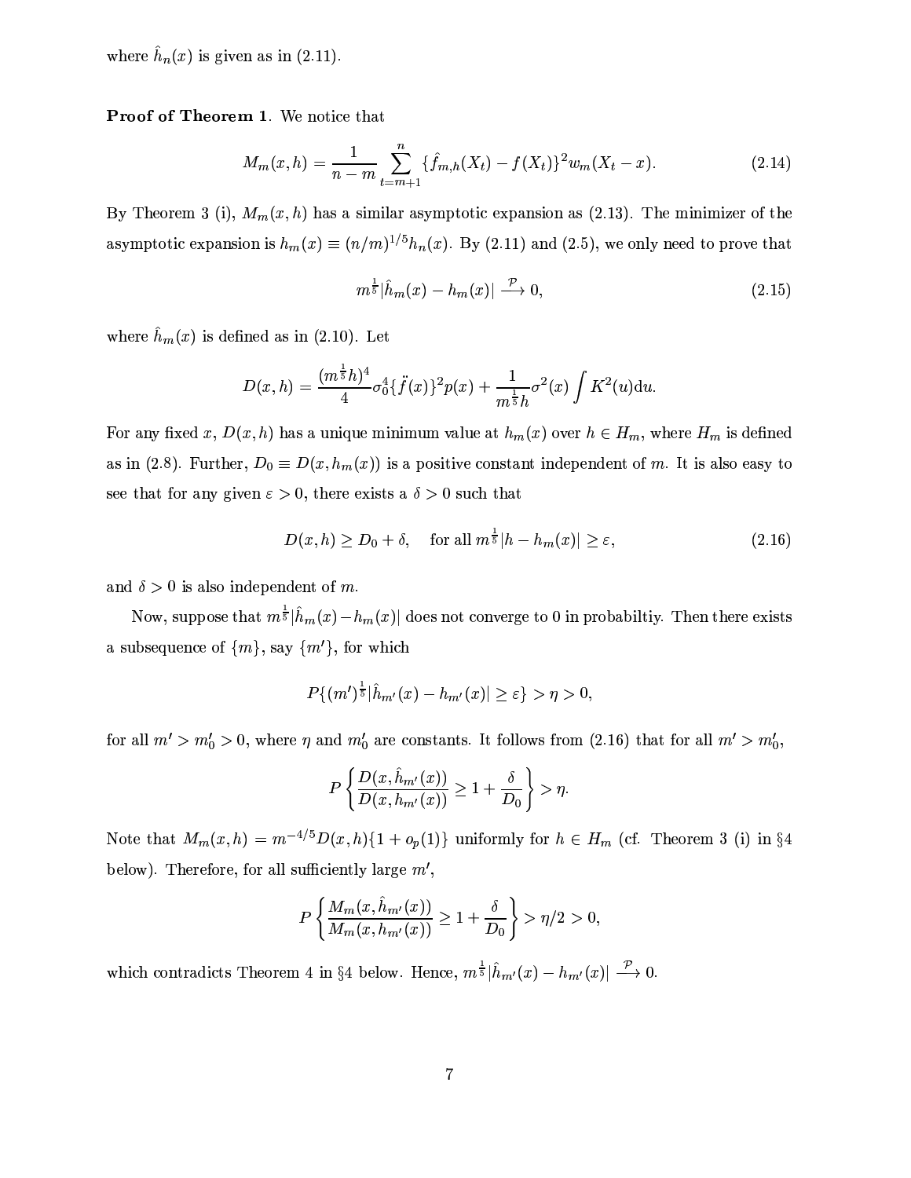where $\hat{h}_n(x)$ is given as in (2.11).

**Proof of Theorem 1**. We notice that

$$M_m(x,h) = \frac{1}{n-m} \sum_{t=m+1}^{n} \{\hat{f}_{m,h}(X_t) - f(X_t)\}^2 w_m(X_t - x). \tag{2.14}$$

By Theorem 3 (i), $M_m(x,h)$ has a similar asymptotic expansion as (2.13). The minimizer of the asymptotic expansion is $h_m(x) \equiv (n/m)^{1/5} h_n(x)$. By (2.11) and (2.5), we only need to prove that

$$m^{\frac{1}{5}} |\hat{h}_m(x) - h_m(x)| \xrightarrow{\mathcal{P}} 0, \tag{2.15}$$

where $\hat{h}_m(x)$ is defined as in (2.10). Let

$$D(x,h) = \frac{(m^{\frac{1}{5}}h)^4}{4} \sigma_0^4 \{\ddot{f}(x)\}^2 p(x) + \frac{1}{m^{\frac{1}{5}}h} \sigma^2(x) \int K^2(u) \mathrm{d}u.$$

For any fixed $x$, $D(x,h)$ has a unique minimum value at $h_m(x)$ over $h \in H_m$, where $H_m$ is defined as in (2.8). Further, $D_0 \equiv D(x, h_m(x))$ is a positive constant independent of $m$. It is also easy to see that for any given $\varepsilon > 0$, there exists a $\delta > 0$ such that

$$D(x,h) \geq D_0 + \delta, \quad \text{for all } m^{\frac{1}{5}} |h - h_m(x)| \geq \varepsilon, \tag{2.16}$$

and $\delta > 0$ is also independent of $m$.

Now, suppose that $m^{\frac{1}{5}} |\hat{h}_m(x) - h_m(x)|$ does not converge to 0 in probabiltiy. Then there exists a subsequence of $\{m\}$, say $\{m'\}$, for which

$$P\{(m')^{\frac{1}{5}} |\hat{h}_{m'}(x) - h_{m'}(x)| \geq \varepsilon\} > \eta > 0,$$

for all $m' > m'_0 > 0$, where $\eta$ and $m'_0$ are constants. It follows from (2.16) that for all $m' > m'_0$,

$$P\left\{ \frac{D(x, \hat{h}_{m'}(x))}{D(x, h_{m'}(x))} \geq 1 + \frac{\delta}{D_0} \right\} > \eta.$$

Note that $M_m(x,h) = m^{-4/5} D(x,h)\{1 + o_p(1)\}$ uniformly for $h \in H_m$ (cf. Theorem 3 (i) in §4 below). Therefore, for all sufficiently large $m'$,

$$P\left\{ \frac{M_m(x, \hat{h}_{m'}(x))}{M_m(x, h_{m'}(x))} \geq 1 + \frac{\delta}{D_0} \right\} > \eta/2 > 0,$$

which contradicts Theorem 4 in §4 below. Hence, $m^{\frac{1}{5}} |\hat{h}_{m'}(x) - h_{m'}(x)| \xrightarrow{\mathcal{P}} 0$.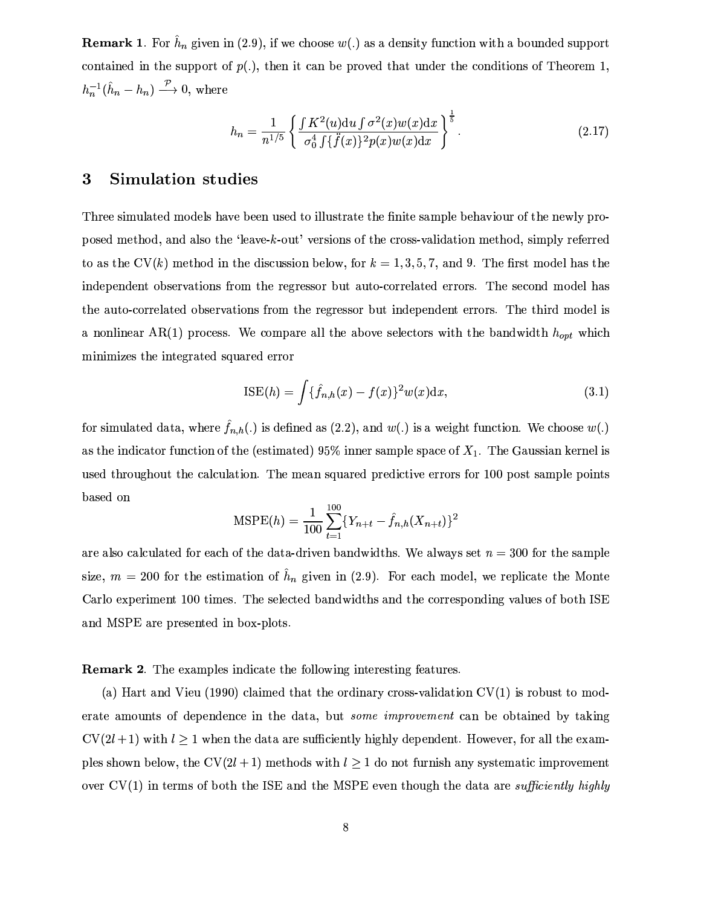**Remark 1**. For $\hat{h}_n$ given in (2.9), if we choose $w(.)$ as a density function with a bounded support contained in the support of $p(.)$, then it can be proved that under the conditions of Theorem 1, $h_n^{-1}(\hat{h}_n - h_n) \xrightarrow{\mathcal{P}} 0$, where

$$h_n = \frac{1}{n^{1/5}} \left\{ \frac{\int K^2(u)\mathrm{d}u \int \sigma^2(x)w(x)\mathrm{d}x}{\sigma_0^4 \int \{\ddot{f}(x)\}^2 p(x)w(x)\mathrm{d}x} \right\}^{\frac{1}{5}}. \tag{2.17}$$

## 3 Simulation studies

Three simulated models have been used to illustrate the finite sample behaviour of the newly proposed method, and also the 'leave-$k$-out' versions of the cross-validation method, simply referred to as the CV($k$) method in the discussion below, for $k = 1, 3, 5, 7$, and 9. The first model has the independent observations from the regressor but auto-correlated errors. The second model has the auto-correlated observations from the regressor but independent errors. The third model is a nonlinear AR(1) process. We compare all the above selectors with the bandwidth $h_{opt}$ which minimizes the integrated squared error

$$\text{ISE}(h) = \int \{\hat{f}_{n,h}(x) - f(x)\}^2 w(x)\mathrm{d}x, \tag{3.1}$$

for simulated data, where $\hat{f}_{n,h}(.)$ is defined as (2.2), and $w(.)$ is a weight function. We choose $w(.)$ as the indicator function of the (estimated) 95% inner sample space of $X_1$. The Gaussian kernel is used throughout the calculation. The mean squared predictive errors for 100 post sample points based on

$$\text{MSPE}(h) = \frac{1}{100} \sum_{t=1}^{100} \{Y_{n+t} - \hat{f}_{n,h}(X_{n+t})\}^2$$

are also calculated for each of the data-driven bandwidths. We always set $n = 300$ for the sample size, $m = 200$ for the estimation of $\hat{h}_n$ given in (2.9). For each model, we replicate the Monte Carlo experiment 100 times. The selected bandwidths and the corresponding values of both ISE and MSPE are presented in box-plots.

**Remark 2**. The examples indicate the following interesting features.

(a) Hart and Vieu (1990) claimed that the ordinary cross-validation CV(1) is robust to moderate amounts of dependence in the data, but *some improvement* can be obtained by taking CV($2l+1$) with $l \geq 1$ when the data are sufficiently highly dependent. However, for all the examples shown below, the CV($2l+1$) methods with $l \geq 1$ do not furnish any systematic improvement over CV(1) in terms of both the ISE and the MSPE even though the data are *sufficiently highly*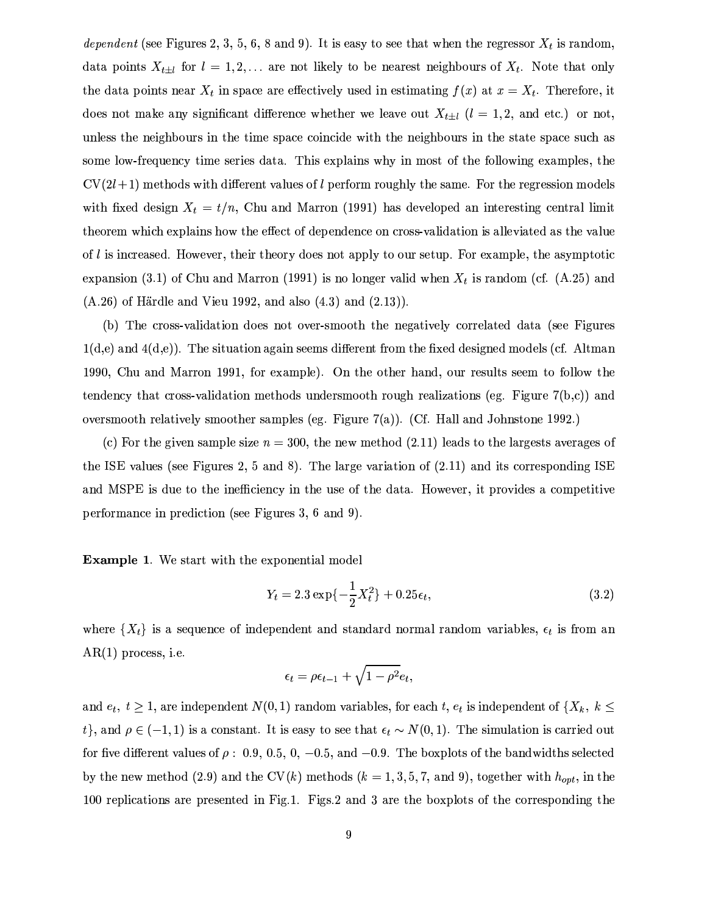*dependent* (see Figures 2, 3, 5, 6, 8 and 9). It is easy to see that when the regressor $X_t$ is random, data points $X_{t\pm l}$ for $l = 1, 2, \ldots$ are not likely to be nearest neighbours of $X_t$. Note that only the data points near $X_t$ in space are effectively used in estimating $f(x)$ at $x = X_t$. Therefore, it does not make any significant difference whether we leave out $X_{t\pm l}$ ($l = 1, 2$, and etc.) or not, unless the neighbours in the time space coincide with the neighbours in the state space such as some low-frequency time series data. This explains why in most of the following examples, the CV$(2l+1)$ methods with different values of $l$ perform roughly the same. For the regression models with fixed design $X_t = t/n$, Chu and Marron (1991) has developed an interesting central limit theorem which explains how the effect of dependence on cross-validation is alleviated as the value of $l$ is increased. However, their theory does not apply to our setup. For example, the asymptotic expansion (3.1) of Chu and Marron (1991) is no longer valid when $X_t$ is random (cf. (A.25) and (A.26) of Härdle and Vieu 1992, and also (4.3) and (2.13)).

(b) The cross-validation does not over-smooth the negatively correlated data (see Figures 1(d,e) and 4(d,e)). The situation again seems different from the fixed designed models (cf. Altman 1990, Chu and Marron 1991, for example). On the other hand, our results seem to follow the tendency that cross-validation methods undersmooth rough realizations (eg. Figure 7(b,c)) and oversmooth relatively smoother samples (eg. Figure 7(a)). (Cf. Hall and Johnstone 1992.)

(c) For the given sample size $n = 300$, the new method (2.11) leads to the largests averages of the ISE values (see Figures 2, 5 and 8). The large variation of (2.11) and its corresponding ISE and MSPE is due to the inefficiency in the use of the data. However, it provides a competitive performance in prediction (see Figures 3, 6 and 9).

**Example 1**. We start with the exponential model

$$Y_t = 2.3 \exp\{-\frac{1}{2}X_t^2\} + 0.25\epsilon_t, \tag{3.2}$$

where $\{X_t\}$ is a sequence of independent and standard normal random variables, $\epsilon_t$ is from an AR(1) process, i.e.

$$\epsilon_t = \rho\epsilon_{t-1} + \sqrt{1-\rho^2}e_t,$$

and $e_t$, $t \geq 1$, are independent $N(0,1)$ random variables, for each $t$, $e_t$ is independent of $\{X_k,\ k \leq t\}$, and $\rho \in (-1, 1)$ is a constant. It is easy to see that $\epsilon_t \sim N(0,1)$. The simulation is carried out for five different values of $\rho$ : 0.9, 0.5, 0, $-0.5$, and $-0.9$. The boxplots of the bandwidths selected by the new method (2.9) and the CV$(k)$ methods ($k = 1, 3, 5, 7$, and 9), together with $h_{opt}$, in the 100 replications are presented in Fig.1. Figs.2 and 3 are the boxplots of the corresponding the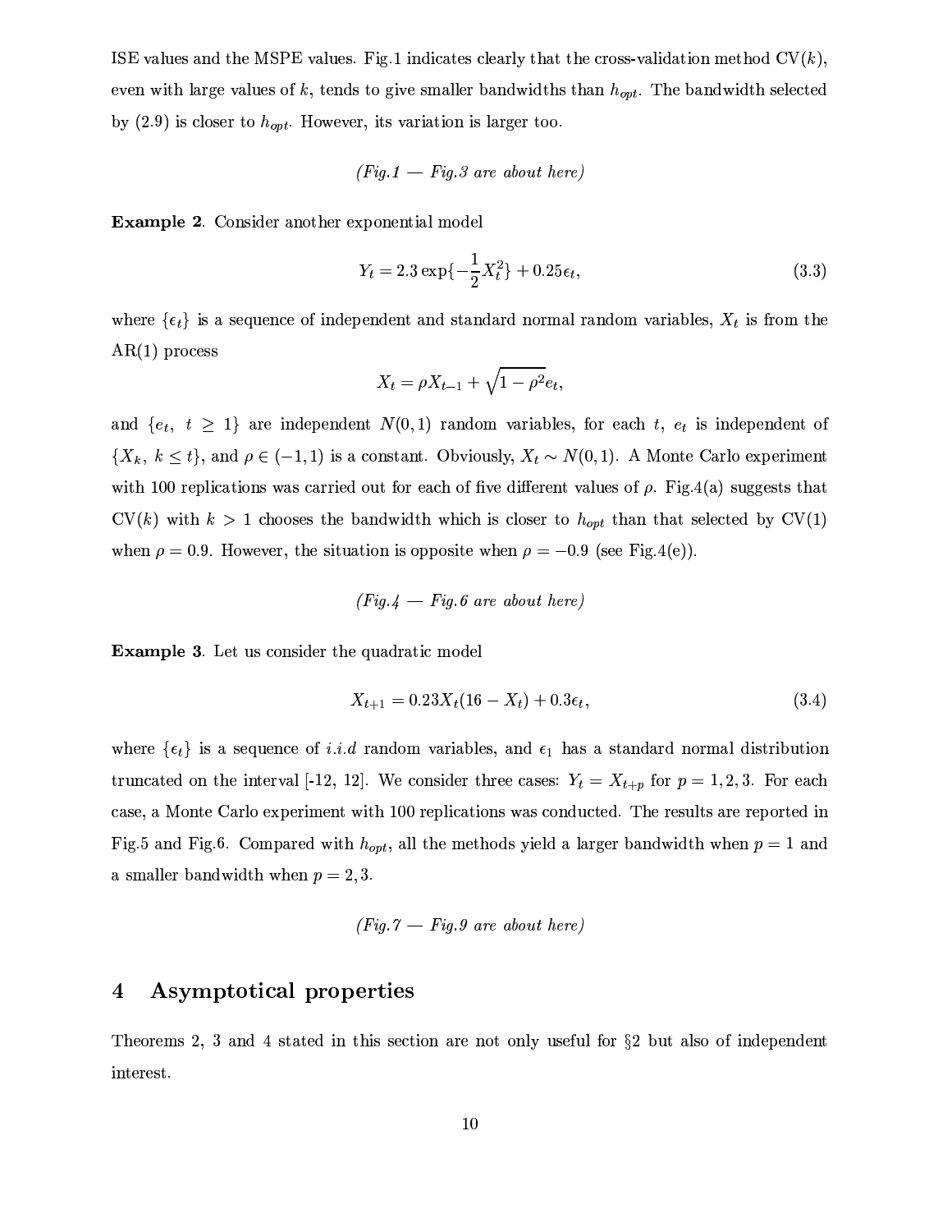ISE values and the MSPE values. Fig.1 indicates clearly that the cross-validation method CV($k$), even with large values of $k$, tends to give smaller bandwidths than $h_{opt}$. The bandwidth selected by (2.9) is closer to $h_{opt}$. However, its variation is larger too.

*(Fig.1 — Fig.3 are about here)*

**Example 2**. Consider another exponential model

$$Y_t = 2.3 \exp\{-\frac{1}{2}X_t^2\} + 0.25\epsilon_t, \tag{3.3}$$

where $\{\epsilon_t\}$ is a sequence of independent and standard normal random variables, $X_t$ is from the AR(1) process

$$X_t = \rho X_{t-1} + \sqrt{1-\rho^2}e_t,$$

and $\{e_t,\ t \geq 1\}$ are independent $N(0,1)$ random variables, for each $t$, $e_t$ is independent of $\{X_k,\ k \leq t\}$, and $\rho \in (-1,1)$ is a constant. Obviously, $X_t \sim N(0,1)$. A Monte Carlo experiment with 100 replications was carried out for each of five different values of $\rho$. Fig.4(a) suggests that CV($k$) with $k > 1$ chooses the bandwidth which is closer to $h_{opt}$ than that selected by CV(1) when $\rho = 0.9$. However, the situation is opposite when $\rho = -0.9$ (see Fig.4(e)).

*(Fig.4 — Fig.6 are about here)*

**Example 3**. Let us consider the quadratic model

$$X_{t+1} = 0.23X_t(16 - X_t) + 0.3\epsilon_t, \tag{3.4}$$

where $\{\epsilon_t\}$ is a sequence of *i.i.d* random variables, and $\epsilon_1$ has a standard normal distribution truncated on the interval [-12, 12]. We consider three cases: $Y_t = X_{t+p}$ for $p = 1, 2, 3$. For each case, a Monte Carlo experiment with 100 replications was conducted. The results are reported in Fig.5 and Fig.6. Compared with $h_{opt}$, all the methods yield a larger bandwidth when $p = 1$ and a smaller bandwidth when $p = 2, 3$.

*(Fig.7 — Fig.9 are about here)*

# 4 Asymptotical properties

Theorems 2, 3 and 4 stated in this section are not only useful for §2 but also of independent interest.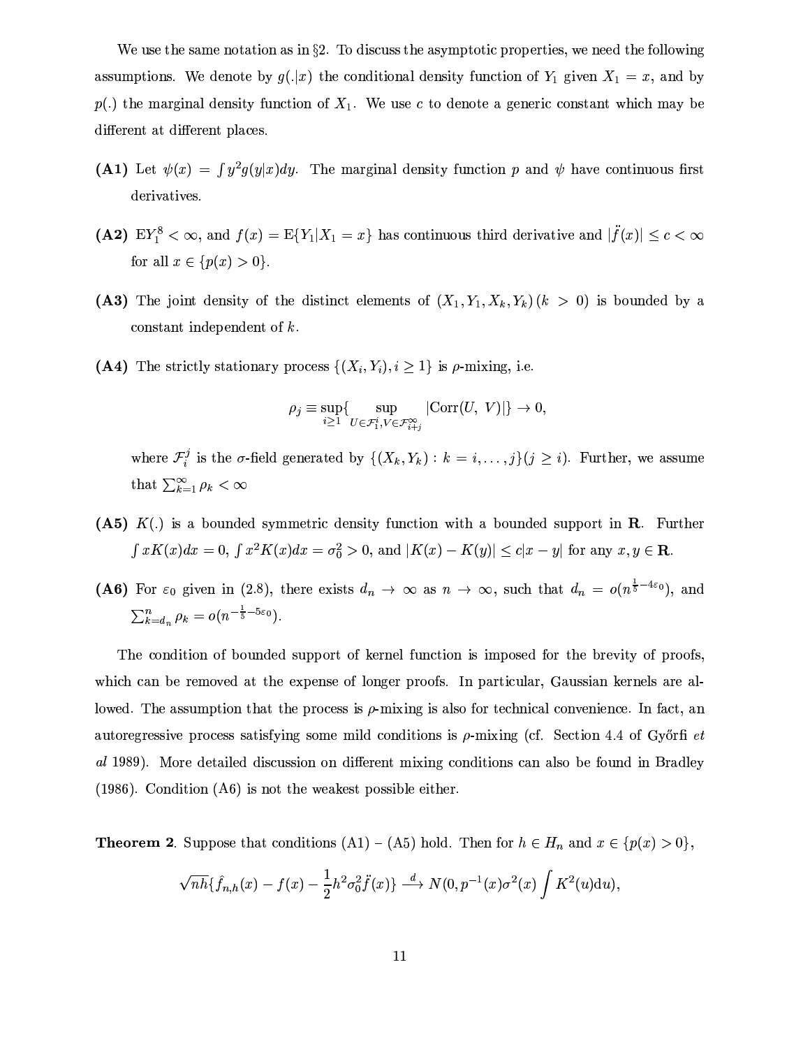We use the same notation as in §2. To discuss the asymptotic properties, we need the following assumptions. We denote by $g(.|x)$ the conditional density function of $Y_1$ given $X_1 = x$, and by $p(.)$ the marginal density function of $X_1$. We use $c$ to denote a generic constant which may be different at different places.

**(A1)** Let $\psi(x) = \int y^2 g(y|x)dy$. The marginal density function $p$ and $\psi$ have continuous first derivatives.

**(A2)** $\mathrm{E}Y_1^8 < \infty$, and $f(x) = \mathrm{E}\{Y_1|X_1 = x\}$ has continuous third derivative and $|\ddot{f}(x)| \le c < \infty$ for all $x \in \{p(x) > 0\}$.

**(A3)** The joint density of the distinct elements of $(X_1, Y_1, X_k, Y_k)\,(k > 0)$ is bounded by a constant independent of $k$.

**(A4)** The strictly stationary process $\{(X_i, Y_i), i \ge 1\}$ is $\rho$-mixing, i.e.

$$\rho_j \equiv \sup_{i\ge 1}\{ \sup_{U \in \mathcal{F}_1^i, V \in \mathcal{F}_{i+j}^\infty} |\mathrm{Corr}(U,\ V)|\} \to 0,$$

where $\mathcal{F}_i^j$ is the $\sigma$-field generated by $\{(X_k, Y_k) : k = i, \ldots, j\}(j \ge i)$. Further, we assume that $\sum_{k=1}^\infty \rho_k < \infty$

**(A5)** $K(.)$ is a bounded symmetric density function with a bounded support in $\mathbf{R}$. Further $\int xK(x)dx = 0$, $\int x^2 K(x)dx = \sigma_0^2 > 0$, and $|K(x) - K(y)| \le c|x - y|$ for any $x, y \in \mathbf{R}$.

**(A6)** For $\varepsilon_0$ given in (2.8), there exists $d_n \to \infty$ as $n \to \infty$, such that $d_n = o(n^{\frac{1}{5} - 4\varepsilon_0})$, and $\sum_{k=d_n}^n \rho_k = o(n^{-\frac{1}{5} - 5\varepsilon_0})$.

The condition of bounded support of kernel function is imposed for the brevity of proofs, which can be removed at the expense of longer proofs. In particular, Gaussian kernels are allowed. The assumption that the process is $\rho$-mixing is also for technical convenience. In fact, an autoregressive process satisfying some mild conditions is $\rho$-mixing (cf. Section 4.4 of Győrfi *et al* 1989). More detailed discussion on different mixing conditions can also be found in Bradley (1986). Condition (A6) is not the weakest possible either.

**Theorem 2**. Suppose that conditions (A1) – (A5) hold. Then for $h \in H_n$ and $x \in \{p(x) > 0\}$,

$$\sqrt{nh}\{\hat{f}_{n,h}(x) - f(x) - \frac{1}{2}h^2\sigma_0^2\ddot{f}(x)\} \xrightarrow{d} N(0, p^{-1}(x)\sigma^2(x)\int K^2(u)\mathrm{d}u),$$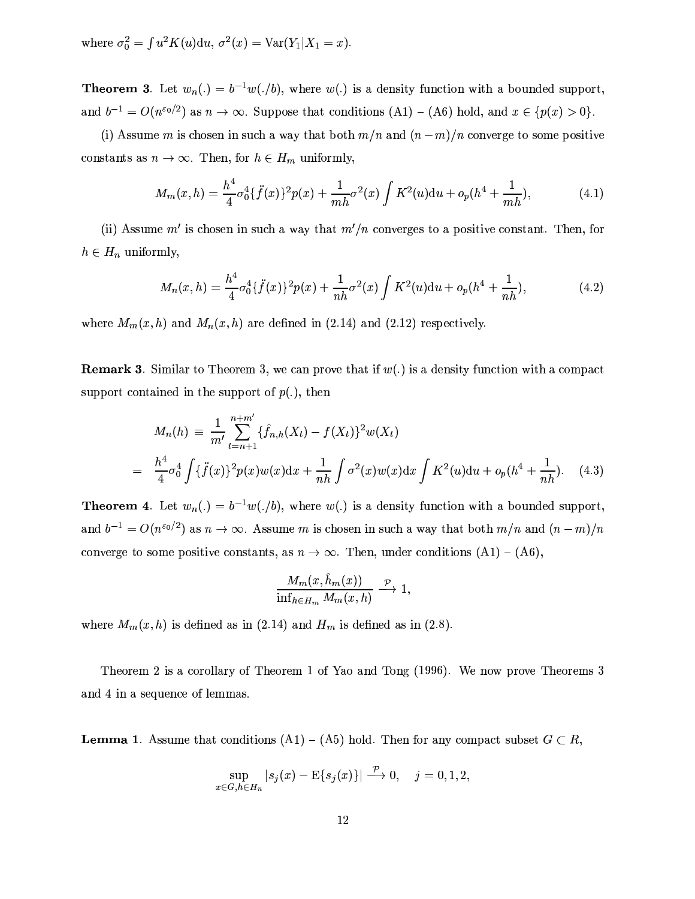where $\sigma_0^2 = \int u^2 K(u)\mathrm{d}u$, $\sigma^2(x) = \mathrm{Var}(Y_1|X_1 = x)$.

**Theorem 3**. Let $w_n(.) = b^{-1}w(./b)$, where $w(.)$ is a density function with a bounded support, and $b^{-1} = O(n^{\varepsilon_0/2})$ as $n \to \infty$. Suppose that conditions (A1) – (A6) hold, and $x \in \{p(x) > 0\}$.

(i) Assume $m$ is chosen in such a way that both $m/n$ and $(n-m)/n$ converge to some positive constants as $n \to \infty$. Then, for $h \in H_m$ uniformly,

$$M_m(x,h) = \frac{h^4}{4}\sigma_0^4\{\ddot{f}(x)\}^2 p(x) + \frac{1}{mh}\sigma^2(x)\int K^2(u)\mathrm{d}u + o_p(h^4 + \frac{1}{mh}), \tag{4.1}$$

(ii) Assume $m'$ is chosen in such a way that $m'/n$ converges to a positive constant. Then, for $h \in H_n$ uniformly,

$$M_n(x,h) = \frac{h^4}{4}\sigma_0^4\{\ddot{f}(x)\}^2 p(x) + \frac{1}{nh}\sigma^2(x)\int K^2(u)\mathrm{d}u + o_p(h^4 + \frac{1}{nh}), \tag{4.2}$$

where $M_m(x,h)$ and $M_n(x,h)$ are defined in (2.14) and (2.12) respectively.

**Remark 3**. Similar to Theorem 3, we can prove that if $w(.)$ is a density function with a compact support contained in the support of $p(.)$, then

$$\begin{aligned} M_n(h) &\equiv \frac{1}{m'}\sum_{t=n+1}^{n+m'}\{\hat{f}_{n,h}(X_t) - f(X_t)\}^2 w(X_t) \\ &= \frac{h^4}{4}\sigma_0^4\int\{\ddot{f}(x)\}^2 p(x)w(x)\mathrm{d}x + \frac{1}{nh}\int\sigma^2(x)w(x)\mathrm{d}x\int K^2(u)\mathrm{d}u + o_p(h^4 + \frac{1}{nh}). \end{aligned} \tag{4.3}$$

**Theorem 4**. Let $w_n(.) = b^{-1}w(./b)$, where $w(.)$ is a density function with a bounded support, and $b^{-1} = O(n^{\varepsilon_0/2})$ as $n \to \infty$. Assume $m$ is chosen in such a way that both $m/n$ and $(n-m)/n$ converge to some positive constants, as $n \to \infty$. Then, under conditions (A1) – (A6),

$$\frac{M_m(x, \hat{h}_m(x))}{\inf_{h\in H_m} M_m(x,h)} \xrightarrow{\mathcal{P}} 1,$$

where $M_m(x,h)$ is defined as in (2.14) and $H_m$ is defined as in (2.8).

Theorem 2 is a corollary of Theorem 1 of Yao and Tong (1996). We now prove Theorems 3 and 4 in a sequence of lemmas.

**Lemma 1**. Assume that conditions (A1) – (A5) hold. Then for any compact subset $G \subset R$,

$$\sup_{x\in G, h\in H_n} |s_j(x) - \mathrm{E}\{s_j(x)\}| \xrightarrow{\mathcal{P}} 0, \quad j = 0, 1, 2,$$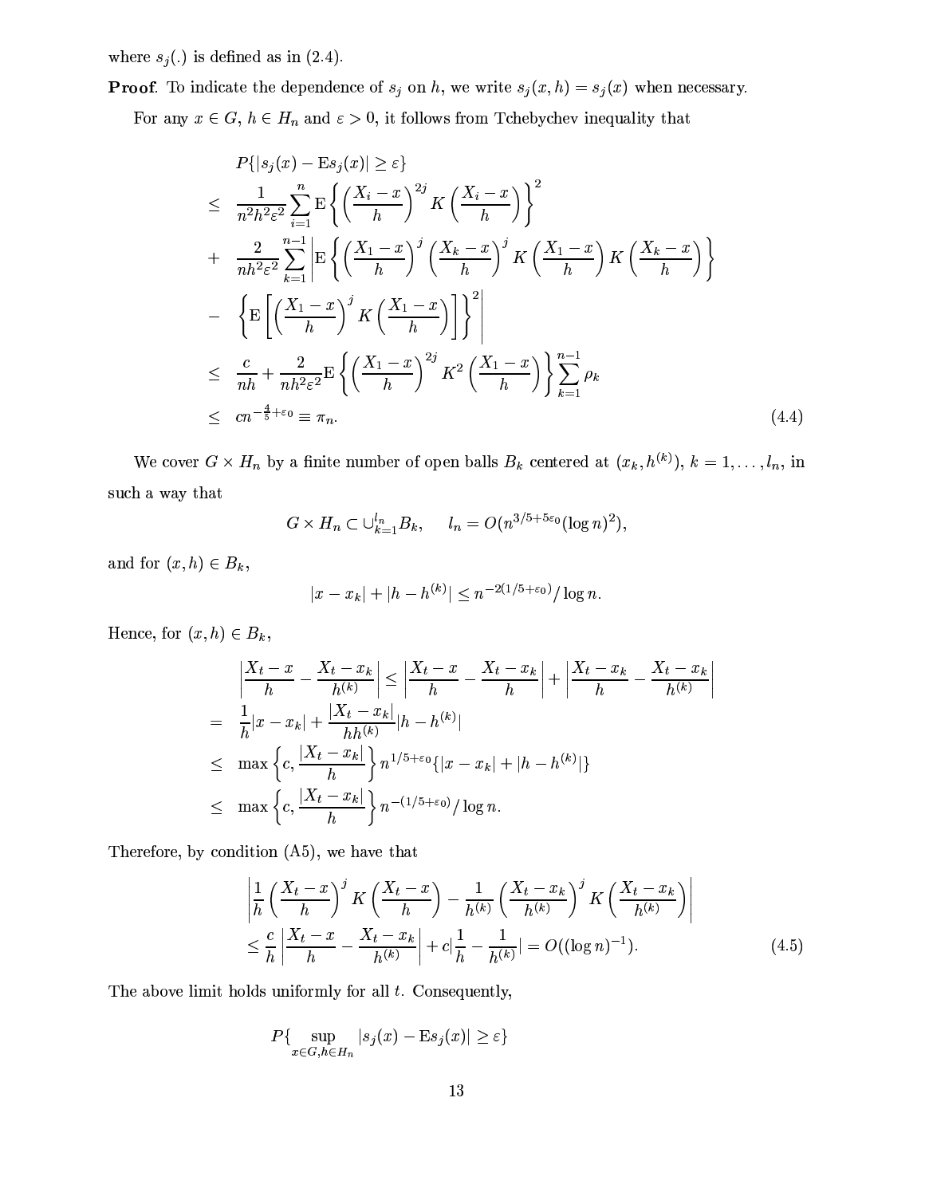where $s_j(.)$ is defined as in (2.4).

**Proof**. To indicate the dependence of $s_j$ on $h$, we write $s_j(x,h) = s_j(x)$ when necessary.

For any $x \in G$, $h \in H_n$ and $\varepsilon > 0$, it follows from Tchebychev inequality that

$$
\begin{aligned}
& P\{|s_j(x) - \mathrm{E}s_j(x)| \geq \varepsilon\} \\
\leq\; & \frac{1}{n^2 h^2 \varepsilon^2} \sum_{i=1}^{n} \mathrm{E}\left\{ \left(\frac{X_i - x}{h}\right)^{2j} K\left(\frac{X_i - x}{h}\right) \right\}^2 \\
+\; & \frac{2}{nh^2\varepsilon^2} \sum_{k=1}^{n-1} \Bigg| \mathrm{E}\left\{ \left(\frac{X_1 - x}{h}\right)^{j} \left(\frac{X_k - x}{h}\right)^{j} K\left(\frac{X_1 - x}{h}\right) K\left(\frac{X_k - x}{h}\right) \right\} \\
-\; & \left\{ \mathrm{E}\left[ \left(\frac{X_1 - x}{h}\right)^{j} K\left(\frac{X_1 - x}{h}\right) \right] \right\}^2 \Bigg| \\
\leq\; & \frac{c}{nh} + \frac{2}{nh^2\varepsilon^2} \mathrm{E}\left\{ \left(\frac{X_1 - x}{h}\right)^{2j} K^2\left(\frac{X_1 - x}{h}\right) \right\} \sum_{k=1}^{n-1} \rho_k \\
\leq\; & c n^{-\frac{4}{5}+\varepsilon_0} \equiv \pi_n.
\end{aligned}
\tag{4.4}
$$

We cover $G \times H_n$ by a finite number of open balls $B_k$ centered at $(x_k, h^{(k)})$, $k = 1, \ldots, l_n$, in such a way that

$$
G \times H_n \subset \cup_{k=1}^{l_n} B_k, \qquad l_n = O(n^{3/5+5\varepsilon_0}(\log n)^2),
$$

and for $(x,h) \in B_k$,

$$
|x - x_k| + |h - h^{(k)}| \leq n^{-2(1/5+\varepsilon_0)}/\log n.
$$

Hence, for $(x,h) \in B_k$,

$$
\begin{aligned}
& \left| \frac{X_t - x}{h} - \frac{X_t - x_k}{h^{(k)}} \right| \leq \left| \frac{X_t - x}{h} - \frac{X_t - x_k}{h} \right| + \left| \frac{X_t - x_k}{h} - \frac{X_t - x_k}{h^{(k)}} \right| \\
=\; & \frac{1}{h}|x - x_k| + \frac{|X_t - x_k|}{hh^{(k)}} |h - h^{(k)}| \\
\leq\; & \max\left\{ c, \frac{|X_t - x_k|}{h} \right\} n^{1/5+\varepsilon_0} \{|x - x_k| + |h - h^{(k)}|\} \\
\leq\; & \max\left\{ c, \frac{|X_t - x_k|}{h} \right\} n^{-(1/5+\varepsilon_0)}/\log n.
\end{aligned}
$$

Therefore, by condition (A5), we have that

$$
\begin{aligned}
& \left| \frac{1}{h}\left(\frac{X_t - x}{h}\right)^{j} K\left(\frac{X_t - x}{h}\right) - \frac{1}{h^{(k)}}\left(\frac{X_t - x_k}{h^{(k)}}\right)^{j} K\left(\frac{X_t - x_k}{h^{(k)}}\right) \right| \\
& \leq \frac{c}{h} \left| \frac{X_t - x}{h} - \frac{X_t - x_k}{h^{(k)}} \right| + c\left|\frac{1}{h} - \frac{1}{h^{(k)}}\right| = O((\log n)^{-1}).
\end{aligned}
\tag{4.5}
$$

The above limit holds uniformly for all $t$. Consequently,

$$
P\{ \sup_{x \in G, h \in H_n} |s_j(x) - \mathrm{E}s_j(x)| \geq \varepsilon \}
$$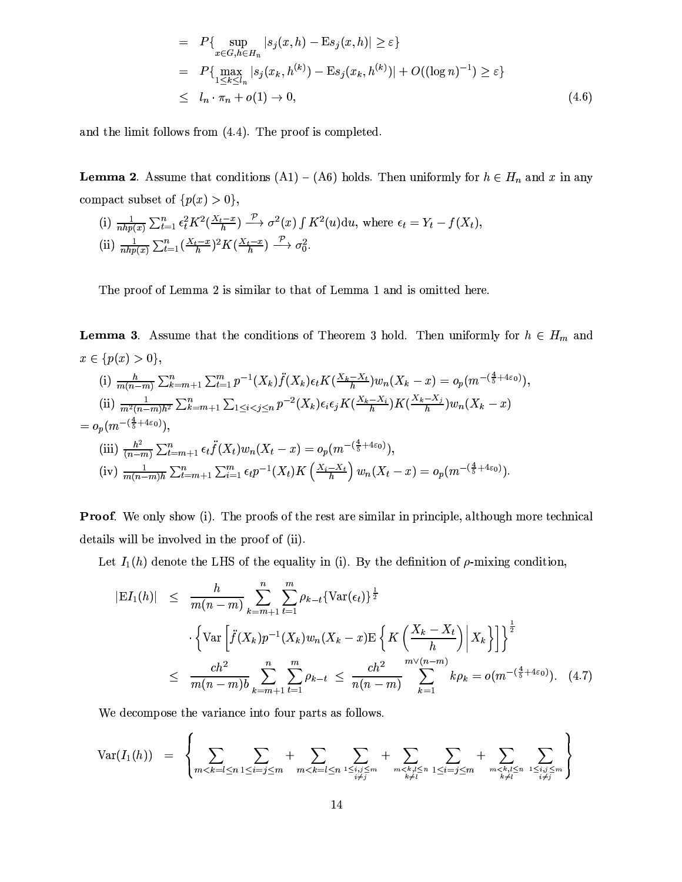$$
\begin{aligned}
&= P\{\sup_{x\in G, h\in H_n} |s_j(x,h) - \mathrm{E}s_j(x,h)| \geq \varepsilon\} \\
&= P\{\max_{1\leq k\leq l_n} |s_j(x_k, h^{(k)}) - \mathrm{E}s_j(x_k, h^{(k)})| + O((\log n)^{-1}) \geq \varepsilon\} \\
&\leq l_n \cdot \pi_n + o(1) \to 0, \qquad (4.6)
\end{aligned}
$$

and the limit follows from (4.4). The proof is completed.

**Lemma 2**. Assume that conditions (A1) – (A6) holds. Then uniformly for $h \in H_n$ and $x$ in any compact subset of $\{p(x) > 0\}$,

(i) $\frac{1}{nhp(x)} \sum_{t=1}^n \epsilon_t^2 K^2(\frac{X_t - x}{h}) \xrightarrow{\mathcal{P}} \sigma^2(x) \int K^2(u)\mathrm{d}u$, where $\epsilon_t = Y_t - f(X_t)$,

(ii) $\frac{1}{nhp(x)} \sum_{t=1}^n (\frac{X_t - x}{h})^2 K(\frac{X_t - x}{h}) \xrightarrow{\mathcal{P}} \sigma_0^2$.

The proof of Lemma 2 is similar to that of Lemma 1 and is omitted here.

**Lemma 3**. Assume that the conditions of Theorem 3 hold. Then uniformly for $h \in H_m$ and $x \in \{p(x) > 0\}$,

(i) $\frac{h}{m(n-m)} \sum_{k=m+1}^n \sum_{t=1}^m p^{-1}(X_k) \ddot{f}(X_k) \epsilon_t K(\frac{X_k - X_t}{h}) w_n(X_k - x) = o_p(m^{-(\frac{4}{5} + 4\varepsilon_0)})$,

(ii) $\frac{1}{m^2(n-m)h^2} \sum_{k=m+1}^n \sum_{1\leq i<j\leq n} p^{-2}(X_k) \epsilon_i \epsilon_j K(\frac{X_k - X_i}{h}) K(\frac{X_k - X_j}{h}) w_n(X_k - x)$
$= o_p(m^{-(\frac{4}{5} + 4\varepsilon_0)})$,

(iii) $\frac{h^2}{(n-m)} \sum_{t=m+1}^n \epsilon_t \ddot{f}(X_t) w_n(X_t - x) = o_p(m^{-(\frac{4}{5} + 4\varepsilon_0)})$,

(iv) $\frac{1}{m(n-m)h} \sum_{t=m+1}^n \sum_{i=1}^m \epsilon_t p^{-1}(X_t) K\left(\frac{X_i - X_t}{h}\right) w_n(X_t - x) = o_p(m^{-(\frac{4}{5} + 4\varepsilon_0)})$.

**Proof**. We only show (i). The proofs of the rest are similar in principle, although more technical details will be involved in the proof of (ii).

Let $I_1(h)$ denote the LHS of the equality in (i). By the definition of $\rho$-mixing condition,

$$
\begin{aligned}
|\mathrm{E}I_1(h)| &\leq \frac{h}{m(n-m)} \sum_{k=m+1}^n \sum_{t=1}^m \rho_{k-t} \{\mathrm{Var}(\epsilon_t)\}^{\frac{1}{2}} \\
&\quad \cdot \left\{ \mathrm{Var}\left[ \ddot{f}(X_k) p^{-1}(X_k) w_n(X_k - x) \mathrm{E}\left\{ K\left(\frac{X_k - X_t}{h}\right) \middle| X_k \right\} \right] \right\}^{\frac{1}{2}} \\
&\leq \frac{ch^2}{m(n-m)b} \sum_{k=m+1}^n \sum_{t=1}^m \rho_{k-t} \leq \frac{ch^2}{n(n-m)} \sum_{k=1}^{m\vee(n-m)} k\rho_k = o(m^{-(\frac{4}{5} + 4\varepsilon_0)}). \qquad (4.7)
\end{aligned}
$$

We decompose the variance into four parts as follows.

$$
\mathrm{Var}(I_1(h)) = \left\{ \sum_{m<k=l\leq n} \sum_{1\leq i=j\leq m} + \sum_{m<k=l\leq n} \sum_{\substack{1\leq i,j\leq m \\ i\neq j}} + \sum_{\substack{m<k,l\leq n \\ k\neq l}} \sum_{1\leq i=j\leq m} + \sum_{\substack{m<k,l\leq n \\ k\neq l}} \sum_{\substack{1\leq i,j\leq m \\ i\neq j}} \right\}
$$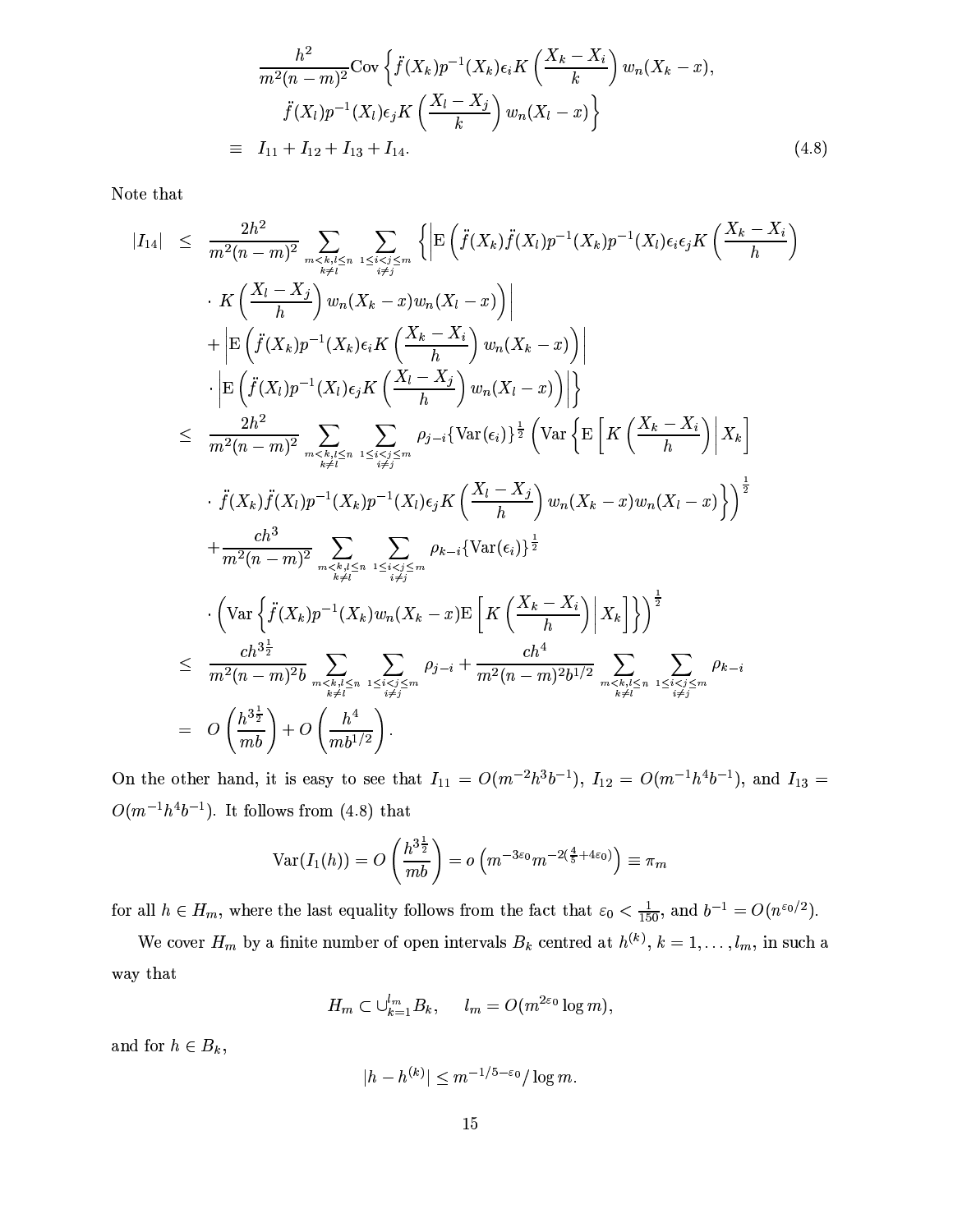$$
\frac{h^2}{m^2(n-m)^2}\mathrm{Cov}\left\{\ddot{f}(X_k)p^{-1}(X_k)\epsilon_i K\left(\frac{X_k-X_i}{k}\right)w_n(X_k-x),\right.
$$

$$
\left.\ddot{f}(X_l)p^{-1}(X_l)\epsilon_j K\left(\frac{X_l-X_j}{k}\right)w_n(X_l-x)\right\}
$$

$$
\equiv \quad I_{11}+I_{12}+I_{13}+I_{14}. \tag{4.8}
$$

Note that

$$
\begin{aligned}
|I_{14}| \leq\ & \frac{2h^2}{m^2(n-m)^2}\sum_{\substack{m<k,l\leq n\\ k\neq l}}\ \sum_{\substack{1\leq i<j\leq m\\ i\neq j}}\left\{\left|\mathrm{E}\left(\ddot{f}(X_k)\ddot{f}(X_l)p^{-1}(X_k)p^{-1}(X_l)\epsilon_i\epsilon_j K\left(\frac{X_k-X_i}{h}\right)\right.\right.\right.\\
&\left.\left.\cdot\ K\left(\frac{X_l-X_j}{h}\right)w_n(X_k-x)w_n(X_l-x)\right)\right|\\
&+\left|\mathrm{E}\left(\ddot{f}(X_k)p^{-1}(X_k)\epsilon_i K\left(\frac{X_k-X_i}{h}\right)w_n(X_k-x)\right)\right|\\
&\left.\cdot\left|\mathrm{E}\left(\ddot{f}(X_l)p^{-1}(X_l)\epsilon_j K\left(\frac{X_l-X_j}{h}\right)w_n(X_l-x)\right)\right|\right\}\\
\leq\ & \frac{2h^2}{m^2(n-m)^2}\sum_{\substack{m<k,l\leq n\\ k\neq l}}\ \sum_{\substack{1\leq i<j\leq m\\ i\neq j}}\rho_{j-i}\{\mathrm{Var}(\epsilon_i)\}^{\frac{1}{2}}\left(\mathrm{Var}\left\{\mathrm{E}\left[K\left(\frac{X_k-X_i}{h}\right)\middle|X_k\right]\right.\right.\\
&\left.\left.\cdot\ \ddot{f}(X_k)\ddot{f}(X_l)p^{-1}(X_k)p^{-1}(X_l)\epsilon_j K\left(\frac{X_l-X_j}{h}\right)w_n(X_k-x)w_n(X_l-x)\right\}\right)^{\frac{1}{2}}\\
&+\frac{ch^3}{m^2(n-m)^2}\sum_{\substack{m<k,l\leq n\\ k\neq l}}\ \sum_{\substack{1\leq i<j\leq m\\ i\neq j}}\rho_{k-i}\{\mathrm{Var}(\epsilon_i)\}^{\frac{1}{2}}\\
&\cdot\left(\mathrm{Var}\left\{\ddot{f}(X_k)p^{-1}(X_k)w_n(X_k-x)\mathrm{E}\left[K\left(\frac{X_k-X_i}{h}\right)\middle|X_k\right]\right\}\right)^{\frac{1}{2}}\\
\leq\ & \frac{ch^{3\frac{1}{2}}}{m^2(n-m)^2 b}\sum_{\substack{m<k,l\leq n\\ k\neq l}}\ \sum_{\substack{1\leq i<j\leq m\\ i\neq j}}\rho_{j-i}+\frac{ch^4}{m^2(n-m)^2 b^{1/2}}\sum_{\substack{m<k,l\leq n\\ k\neq l}}\ \sum_{\substack{1\leq i<j\leq m\\ i\neq j}}\rho_{k-i}\\
=\ & O\left(\frac{h^{3\frac{1}{2}}}{mb}\right)+O\left(\frac{h^4}{mb^{1/2}}\right).
\end{aligned}
$$

On the other hand, it is easy to see that $I_{11}=O(m^{-2}h^3b^{-1})$, $I_{12}=O(m^{-1}h^4b^{-1})$, and $I_{13}=O(m^{-1}h^4b^{-1})$. It follows from (4.8) that

$$
\mathrm{Var}(I_1(h))=O\left(\frac{h^{3\frac{1}{2}}}{mb}\right)=o\left(m^{-3\varepsilon_0}m^{-2(\frac{4}{5}+4\varepsilon_0)}\right)\equiv\pi_m
$$

for all $h\in H_m$, where the last equality follows from the fact that $\varepsilon_0<\frac{1}{150}$, and $b^{-1}=O(n^{\varepsilon_0/2})$.

We cover $H_m$ by a finite number of open intervals $B_k$ centred at $h^{(k)}$, $k=1,\ldots,l_m$, in such a way that

$$
H_m\subset\cup_{k=1}^{l_m}B_k,\qquad l_m=O(m^{2\varepsilon_0}\log m),
$$

and for $h\in B_k$,

$$
|h-h^{(k)}|\leq m^{-1/5-\varepsilon_0}/\log m.
$$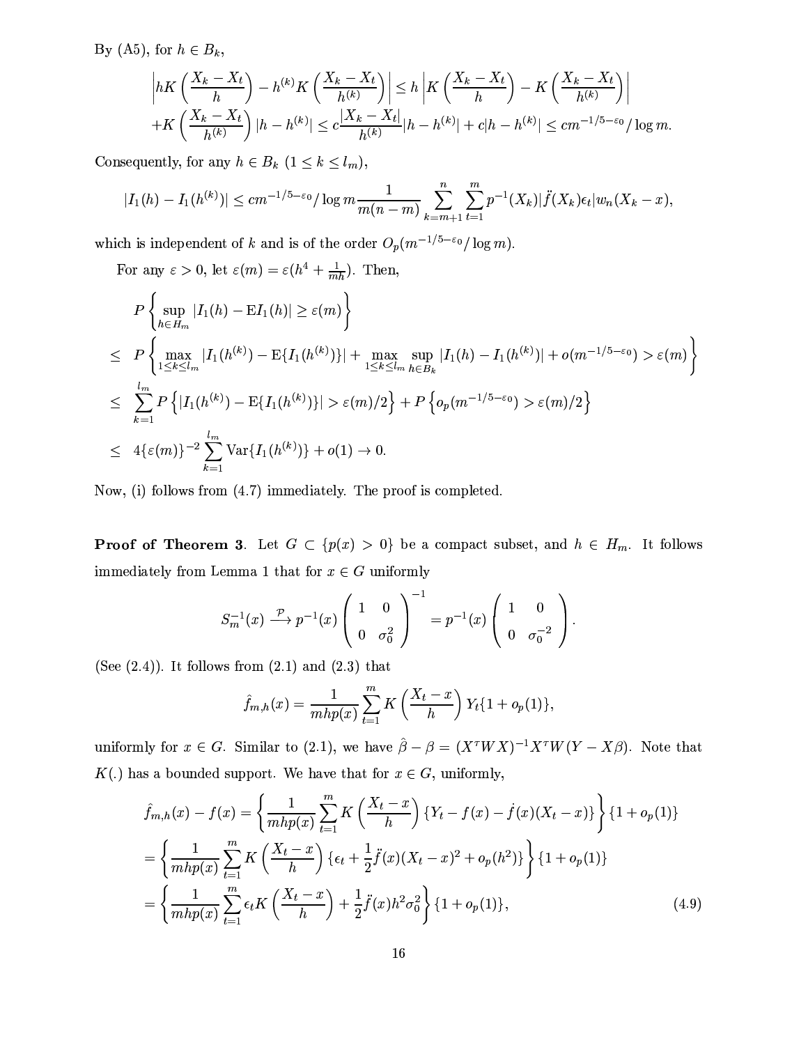By (A5), for $h \in B_k$,

$$\left| hK\left(\frac{X_k - X_t}{h}\right) - h^{(k)}K\left(\frac{X_k - X_t}{h^{(k)}}\right)\right| \le h\left|K\left(\frac{X_k - X_t}{h}\right) - K\left(\frac{X_k - X_t}{h^{(k)}}\right)\right|$$
$$+K\left(\frac{X_k - X_t}{h^{(k)}}\right)|h - h^{(k)}| \le c\frac{|X_k - X_t|}{h^{(k)}}|h - h^{(k)}| + c|h - h^{(k)}| \le cm^{-1/5-\varepsilon_0}/\log m.$$

Consequently, for any $h \in B_k$ $(1 \le k \le l_m)$,

$$|I_1(h) - I_1(h^{(k)})| \le cm^{-1/5-\varepsilon_0}/\log m \frac{1}{m(n-m)}\sum_{k=m+1}^{n}\sum_{t=1}^{m} p^{-1}(X_k)|\ddot{f}(X_k)\epsilon_t|w_n(X_k - x),$$

which is independent of $k$ and is of the order $O_p(m^{-1/5-\varepsilon_0}/\log m)$.

For any $\varepsilon > 0$, let $\varepsilon(m) = \varepsilon(h^4 + \frac{1}{mh})$. Then,

$$\begin{aligned}
&P\left\{\sup_{h\in H_m}|I_1(h) - \mathrm{E}I_1(h)| \ge \varepsilon(m)\right\} \\
\le\;& P\left\{\max_{1\le k\le l_m}|I_1(h^{(k)}) - \mathrm{E}\{I_1(h^{(k)})\}| + \max_{1\le k\le l_m}\sup_{h\in B_k}|I_1(h) - I_1(h^{(k)})| + o(m^{-1/5-\varepsilon_0}) > \varepsilon(m)\right\} \\
\le\;& \sum_{k=1}^{l_m} P\left\{|I_1(h^{(k)}) - \mathrm{E}\{I_1(h^{(k)})\}| > \varepsilon(m)/2\right\} + P\left\{o_p(m^{-1/5-\varepsilon_0}) > \varepsilon(m)/2\right\} \\
\le\;& 4\{\varepsilon(m)\}^{-2}\sum_{k=1}^{l_m}\mathrm{Var}\{I_1(h^{(k)})\} + o(1) \to 0.
\end{aligned}$$

Now, (i) follows from (4.7) immediately. The proof is completed.

**Proof of Theorem 3**. Let $G \subset \{p(x) > 0\}$ be a compact subset, and $h \in H_m$. It follows immediately from Lemma 1 that for $x \in G$ uniformly

$$S_m^{-1}(x) \xrightarrow{\mathcal{P}} p^{-1}(x)\begin{pmatrix} 1 & 0 \\ 0 & \sigma_0^2 \end{pmatrix}^{-1} = p^{-1}(x)\begin{pmatrix} 1 & 0 \\ 0 & \sigma_0^{-2} \end{pmatrix}.$$

(See (2.4)). It follows from (2.1) and (2.3) that

$$\hat{f}_{m,h}(x) = \frac{1}{mhp(x)}\sum_{t=1}^{m} K\left(\frac{X_t - x}{h}\right)Y_t\{1 + o_p(1)\},$$

uniformly for $x \in G$. Similar to (2.1), we have $\hat{\beta} - \beta = (X^\tau WX)^{-1}X^\tau W(Y - X\beta)$. Note that $K(.)$ has a bounded support. We have that for $x \in G$, uniformly,

$$\begin{aligned}
\hat{f}_{m,h}(x) - f(x) &= \left\{\frac{1}{mhp(x)}\sum_{t=1}^{m} K\left(\frac{X_t - x}{h}\right)\{Y_t - f(x) - \dot{f}(x)(X_t - x)\}\right\}\{1 + o_p(1)\} \\
&= \left\{\frac{1}{mhp(x)}\sum_{t=1}^{m} K\left(\frac{X_t - x}{h}\right)\{\epsilon_t + \frac{1}{2}\ddot{f}(x)(X_t - x)^2 + o_p(h^2)\}\right\}\{1 + o_p(1)\} \\
&= \left\{\frac{1}{mhp(x)}\sum_{t=1}^{m}\epsilon_t K\left(\frac{X_t - x}{h}\right) + \frac{1}{2}\ddot{f}(x)h^2\sigma_0^2\right\}\{1 + o_p(1)\}, \qquad (4.9)
\end{aligned}$$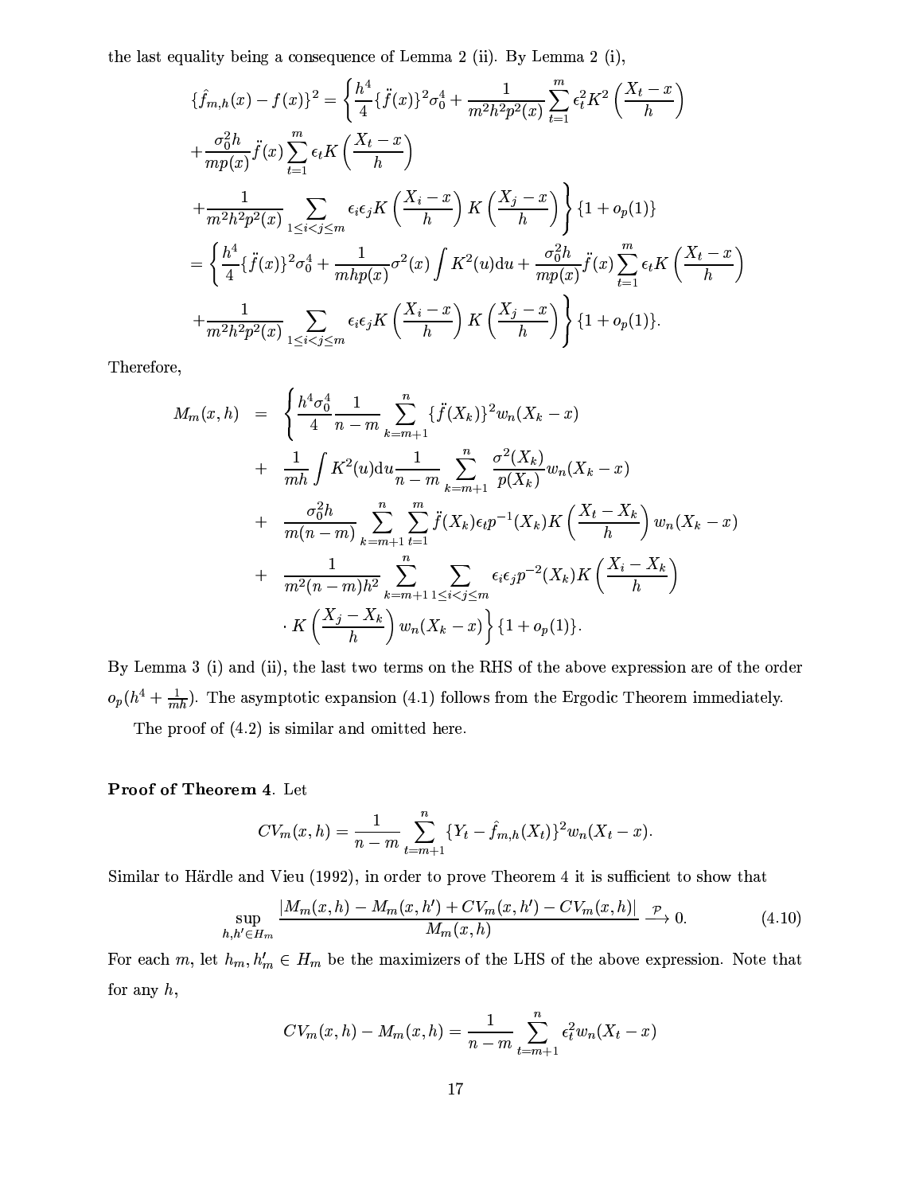the last equality being a consequence of Lemma 2 (ii). By Lemma 2 (i),

$$
\begin{aligned}
\{\hat{f}_{m,h}(x) - f(x)\}^2 &= \Bigg\{ \frac{h^4}{4}\{\ddot{f}(x)\}^2\sigma_0^4 + \frac{1}{m^2h^2p^2(x)}\sum_{t=1}^m \epsilon_t^2 K^2\left(\frac{X_t - x}{h}\right) \\
&+ \frac{\sigma_0^2 h}{mp(x)}\ddot{f}(x)\sum_{t=1}^m \epsilon_t K\left(\frac{X_t - x}{h}\right) \\
&+ \frac{1}{m^2h^2p^2(x)}\sum_{1\le i<j\le m} \epsilon_i\epsilon_j K\left(\frac{X_i - x}{h}\right) K\left(\frac{X_j - x}{h}\right)\Bigg\}\{1 + o_p(1)\} \\
&= \Bigg\{ \frac{h^4}{4}\{\ddot{f}(x)\}^2\sigma_0^4 + \frac{1}{mhp(x)}\sigma^2(x)\int K^2(u)\mathrm{d}u + \frac{\sigma_0^2 h}{mp(x)}\ddot{f}(x)\sum_{t=1}^m \epsilon_t K\left(\frac{X_t - x}{h}\right) \\
&+ \frac{1}{m^2h^2p^2(x)}\sum_{1\le i<j\le m} \epsilon_i\epsilon_j K\left(\frac{X_i - x}{h}\right) K\left(\frac{X_j - x}{h}\right)\Bigg\}\{1 + o_p(1)\}.
\end{aligned}
$$

Therefore,

$$
\begin{aligned}
M_m(x,h) \; = \; & \Bigg\{ \frac{h^4\sigma_0^4}{4}\frac{1}{n-m}\sum_{k=m+1}^n \{\ddot{f}(X_k)\}^2 w_n(X_k - x) \\
& + \; \frac{1}{mh}\int K^2(u)\mathrm{d}u \frac{1}{n-m}\sum_{k=m+1}^n \frac{\sigma^2(X_k)}{p(X_k)} w_n(X_k - x) \\
& + \; \frac{\sigma_0^2 h}{m(n-m)}\sum_{k=m+1}^n\sum_{t=1}^m \ddot{f}(X_k)\epsilon_t p^{-1}(X_k) K\left(\frac{X_t - X_k}{h}\right) w_n(X_k - x) \\
& + \; \frac{1}{m^2(n-m)h^2}\sum_{k=m+1}^n\sum_{1\le i<j\le m} \epsilon_i\epsilon_j p^{-2}(X_k) K\left(\frac{X_i - X_k}{h}\right) \\
& \cdot K\left(\frac{X_j - X_k}{h}\right) w_n(X_k - x)\Bigg\}\{1 + o_p(1)\}.
\end{aligned}
$$

By Lemma 3 (i) and (ii), the last two terms on the RHS of the above expression are of the order $o_p(h^4 + \frac{1}{mh})$. The asymptotic expansion (4.1) follows from the Ergodic Theorem immediately.

The proof of (4.2) is similar and omitted here.

**Proof of Theorem 4**. Let

$$
CV_m(x,h) = \frac{1}{n-m}\sum_{t=m+1}^n \{Y_t - \hat{f}_{m,h}(X_t)\}^2 w_n(X_t - x).
$$

Similar to Härdle and Vieu (1992), in order to prove Theorem 4 it is sufficient to show that

$$
\sup_{h,h'\in H_m} \frac{|M_m(x,h) - M_m(x,h') + CV_m(x,h') - CV_m(x,h)|}{M_m(x,h)} \xrightarrow{\mathcal{P}} 0. \tag{4.10}
$$

For each $m$, let $h_m, h'_m \in H_m$ be the maximizers of the LHS of the above expression. Note that for any $h$,

$$
CV_m(x,h) - M_m(x,h) = \frac{1}{n-m}\sum_{t=m+1}^n \epsilon_t^2 w_n(X_t - x)
$$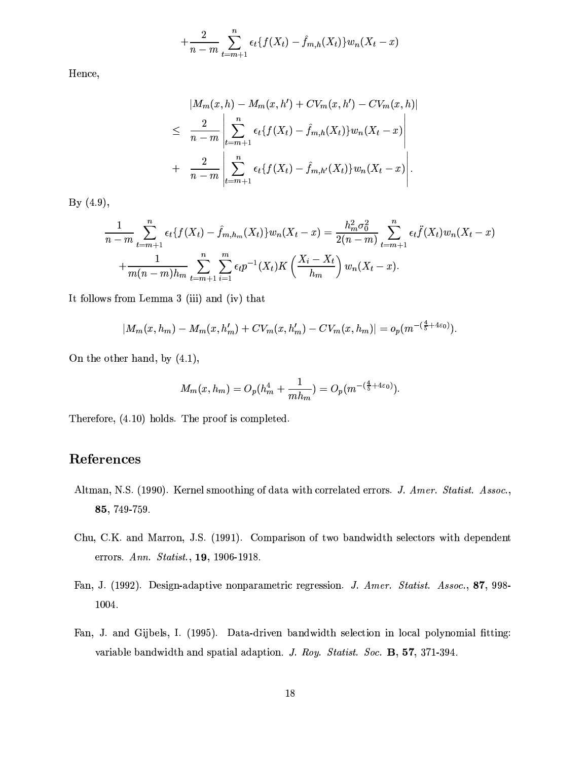$$+\frac{2}{n-m}\sum_{t=m+1}^{n}\epsilon_t\{f(X_t)-\hat{f}_{m,h}(X_t)\}w_n(X_t-x)$$

Hence,

$$\begin{aligned}
&|M_m(x,h)-M_m(x,h')+CV_m(x,h')-CV_m(x,h)| \\
\leq\ & \frac{2}{n-m}\left|\sum_{t=m+1}^{n}\epsilon_t\{f(X_t)-\hat{f}_{m,h}(X_t)\}w_n(X_t-x)\right| \\
+\ & \frac{2}{n-m}\left|\sum_{t=m+1}^{n}\epsilon_t\{f(X_t)-\hat{f}_{m,h'}(X_t)\}w_n(X_t-x)\right|.
\end{aligned}$$

By (4.9),

$$\frac{1}{n-m}\sum_{t=m+1}^{n}\epsilon_t\{f(X_t)-\hat{f}_{m,h_m}(X_t)\}w_n(X_t-x)=\frac{h_m^2\sigma_0^2}{2(n-m)}\sum_{t=m+1}^{n}\epsilon_t\ddot{f}(X_t)w_n(X_t-x)$$
$$+\frac{1}{m(n-m)h_m}\sum_{t=m+1}^{n}\sum_{i=1}^{m}\epsilon_t p^{-1}(X_t)K\left(\frac{X_i-X_t}{h_m}\right)w_n(X_t-x).$$

It follows from Lemma 3 (iii) and (iv) that

$$|M_m(x,h_m)-M_m(x,h_m')+CV_m(x,h_m')-CV_m(x,h_m)|=o_p(m^{-(\frac{4}{5}+4\varepsilon_0)}).$$

On the other hand, by (4.1),

$$M_m(x,h_m)=O_p(h_m^4+\frac{1}{mh_m})=O_p(m^{-(\frac{4}{5}+4\varepsilon_0)}).$$

Therefore, (4.10) holds. The proof is completed.

## References

Altman, N.S. (1990). Kernel smoothing of data with correlated errors. *J. Amer. Statist. Assoc.*, **85**, 749-759.

Chu, C.K. and Marron, J.S. (1991). Comparison of two bandwidth selectors with dependent errors. *Ann. Statist.*, **19**, 1906-1918.

Fan, J. (1992). Design-adaptive nonparametric regression. *J. Amer. Statist. Assoc.*, **87**, 998-1004.

Fan, J. and Gijbels, I. (1995). Data-driven bandwidth selection in local polynomial fitting: variable bandwidth and spatial adaption. *J. Roy. Statist. Soc.* **B**, **57**, 371-394.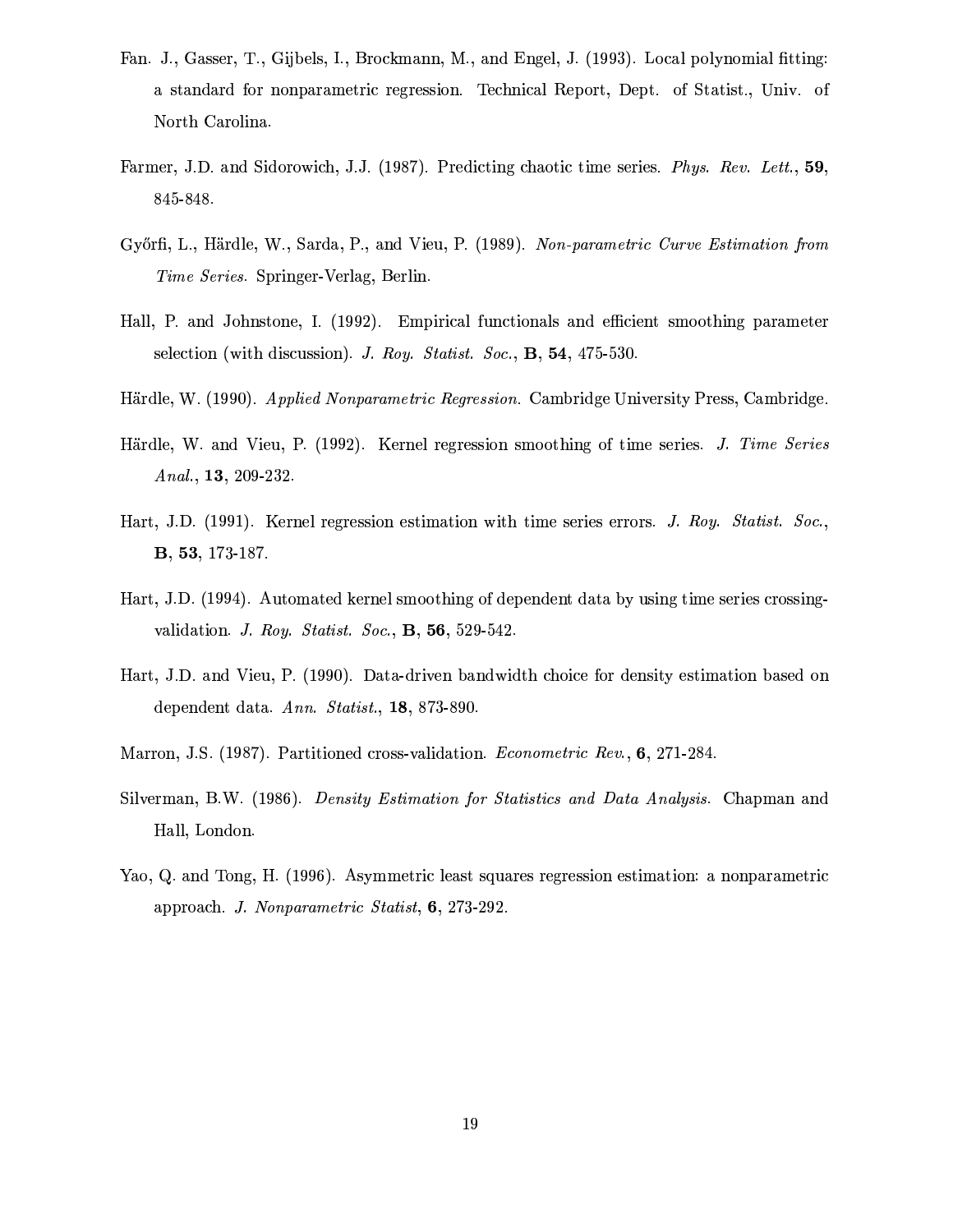Fan. J., Gasser, T., Gijbels, I., Brockmann, M., and Engel, J. (1993). Local polynomial fitting: a standard for nonparametric regression. Technical Report, Dept. of Statist., Univ. of North Carolina.

Farmer, J.D. and Sidorowich, J.J. (1987). Predicting chaotic time series. *Phys. Rev. Lett.*, **59**, 845-848.

Győrfi, L., Härdle, W., Sarda, P., and Vieu, P. (1989). *Non-parametric Curve Estimation from Time Series.* Springer-Verlag, Berlin.

Hall, P. and Johnstone, I. (1992). Empirical functionals and efficient smoothing parameter selection (with discussion). *J. Roy. Statist. Soc.*, **B**, **54**, 475-530.

Härdle, W. (1990). *Applied Nonparametric Regression.* Cambridge University Press, Cambridge.

Härdle, W. and Vieu, P. (1992). Kernel regression smoothing of time series. *J. Time Series Anal.*, **13**, 209-232.

Hart, J.D. (1991). Kernel regression estimation with time series errors. *J. Roy. Statist. Soc.*, **B**, **53**, 173-187.

Hart, J.D. (1994). Automated kernel smoothing of dependent data by using time series crossing-validation. *J. Roy. Statist. Soc.*, **B**, **56**, 529-542.

Hart, J.D. and Vieu, P. (1990). Data-driven bandwidth choice for density estimation based on dependent data. *Ann. Statist.*, **18**, 873-890.

Marron, J.S. (1987). Partitioned cross-validation. *Econometric Rev.*, **6**, 271-284.

Silverman, B.W. (1986). *Density Estimation for Statistics and Data Analysis.* Chapman and Hall, London.

Yao, Q. and Tong, H. (1996). Asymmetric least squares regression estimation: a nonparametric approach. *J. Nonparametric Statist*, **6**, 273-292.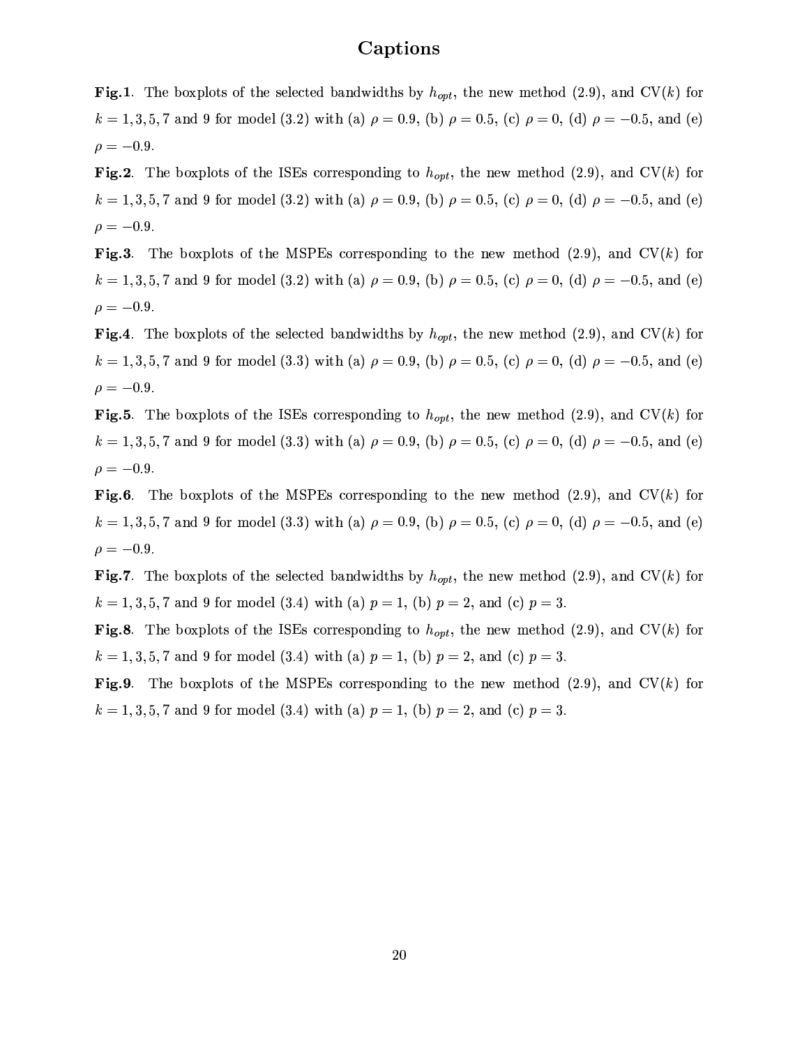# Captions

**Fig.1**. The boxplots of the selected bandwidths by $h_{opt}$, the new method (2.9), and CV($k$) for $k = 1, 3, 5, 7$ and 9 for model (3.2) with (a) $\rho = 0.9$, (b) $\rho = 0.5$, (c) $\rho = 0$, (d) $\rho = -0.5$, and (e) $\rho = -0.9$.

**Fig.2**. The boxplots of the ISEs corresponding to $h_{opt}$, the new method (2.9), and CV($k$) for $k = 1, 3, 5, 7$ and 9 for model (3.2) with (a) $\rho = 0.9$, (b) $\rho = 0.5$, (c) $\rho = 0$, (d) $\rho = -0.5$, and (e) $\rho = -0.9$.

**Fig.3**. The boxplots of the MSPEs corresponding to the new method (2.9), and CV($k$) for $k = 1, 3, 5, 7$ and 9 for model (3.2) with (a) $\rho = 0.9$, (b) $\rho = 0.5$, (c) $\rho = 0$, (d) $\rho = -0.5$, and (e) $\rho = -0.9$.

**Fig.4**. The boxplots of the selected bandwidths by $h_{opt}$, the new method (2.9), and CV($k$) for $k = 1, 3, 5, 7$ and 9 for model (3.3) with (a) $\rho = 0.9$, (b) $\rho = 0.5$, (c) $\rho = 0$, (d) $\rho = -0.5$, and (e) $\rho = -0.9$.

**Fig.5**. The boxplots of the ISEs corresponding to $h_{opt}$, the new method (2.9), and CV($k$) for $k = 1, 3, 5, 7$ and 9 for model (3.3) with (a) $\rho = 0.9$, (b) $\rho = 0.5$, (c) $\rho = 0$, (d) $\rho = -0.5$, and (e) $\rho = -0.9$.

**Fig.6**. The boxplots of the MSPEs corresponding to the new method (2.9), and CV($k$) for $k = 1, 3, 5, 7$ and 9 for model (3.3) with (a) $\rho = 0.9$, (b) $\rho = 0.5$, (c) $\rho = 0$, (d) $\rho = -0.5$, and (e) $\rho = -0.9$.

**Fig.7**. The boxplots of the selected bandwidths by $h_{opt}$, the new method (2.9), and CV($k$) for $k = 1, 3, 5, 7$ and 9 for model (3.4) with (a) $p = 1$, (b) $p = 2$, and (c) $p = 3$.

**Fig.8**. The boxplots of the ISEs corresponding to $h_{opt}$, the new method (2.9), and CV($k$) for $k = 1, 3, 5, 7$ and 9 for model (3.4) with (a) $p = 1$, (b) $p = 2$, and (c) $p = 3$.

**Fig.9**. The boxplots of the MSPEs corresponding to the new method (2.9), and CV($k$) for $k = 1, 3, 5, 7$ and 9 for model (3.4) with (a) $p = 1$, (b) $p = 2$, and (c) $p = 3$.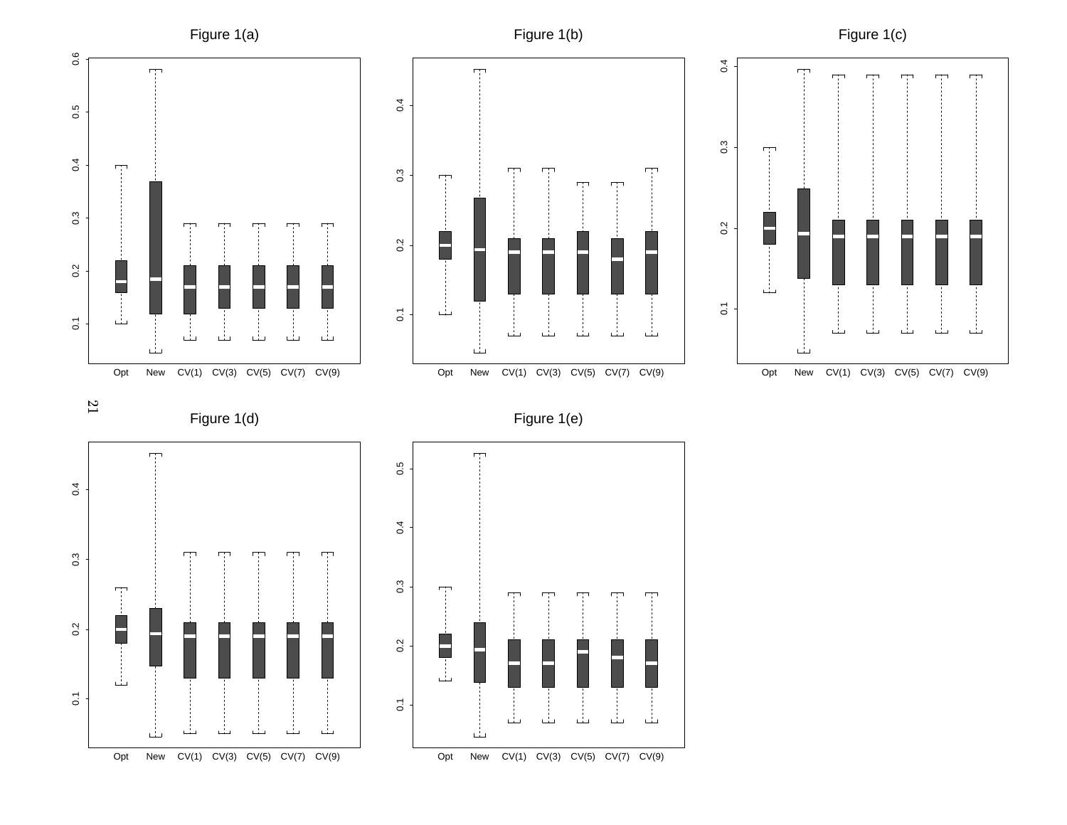Figure 1(a)

Figure 1(b)

Figure 1(c)

Figure 1(d)

Figure 1(e)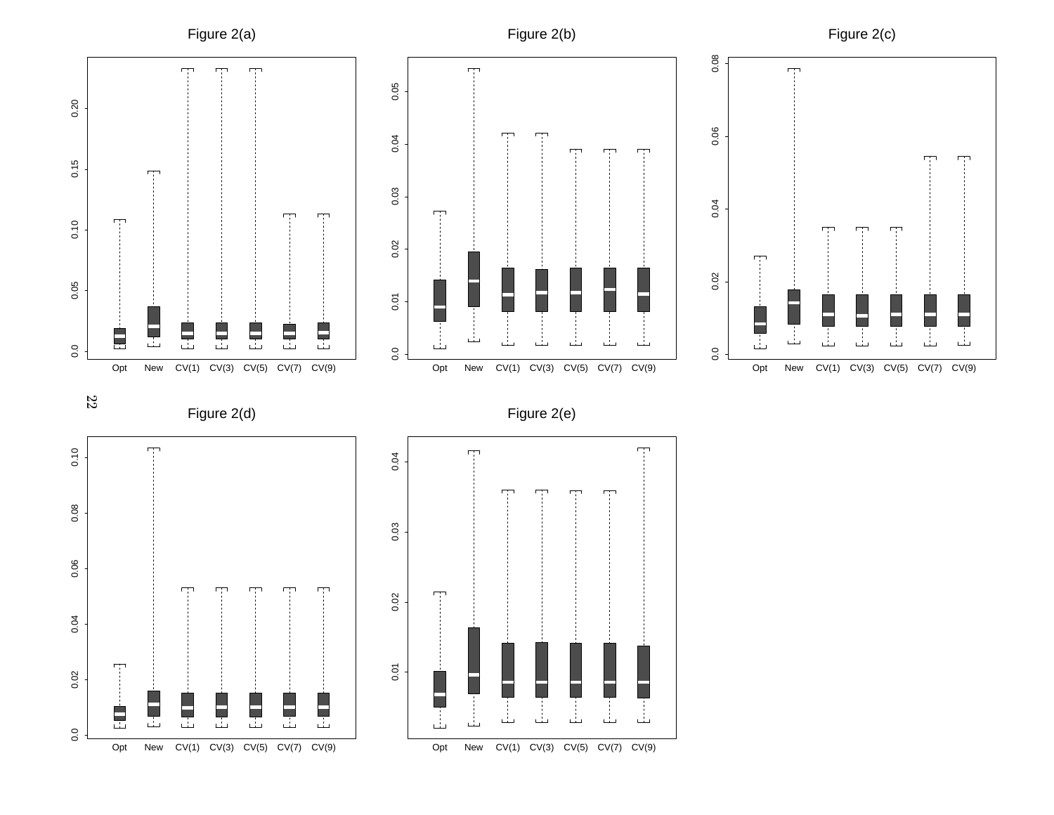Figure 2(a)

Figure 2(b)

Figure 2(c)

Figure 2(d)

Figure 2(e)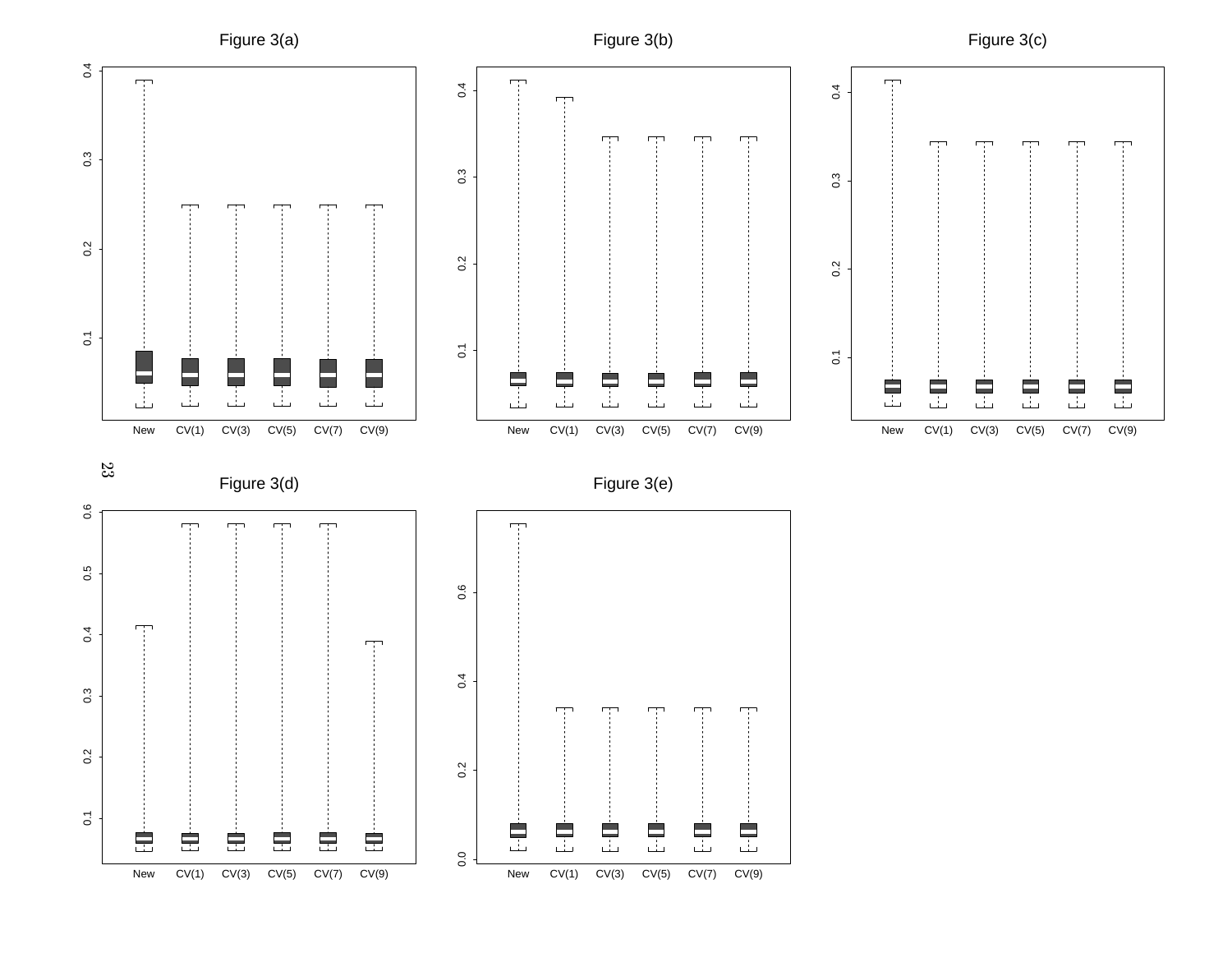Figure 3(a)

Figure 3(b)

Figure 3(c)

Figure 3(d)

Figure 3(e)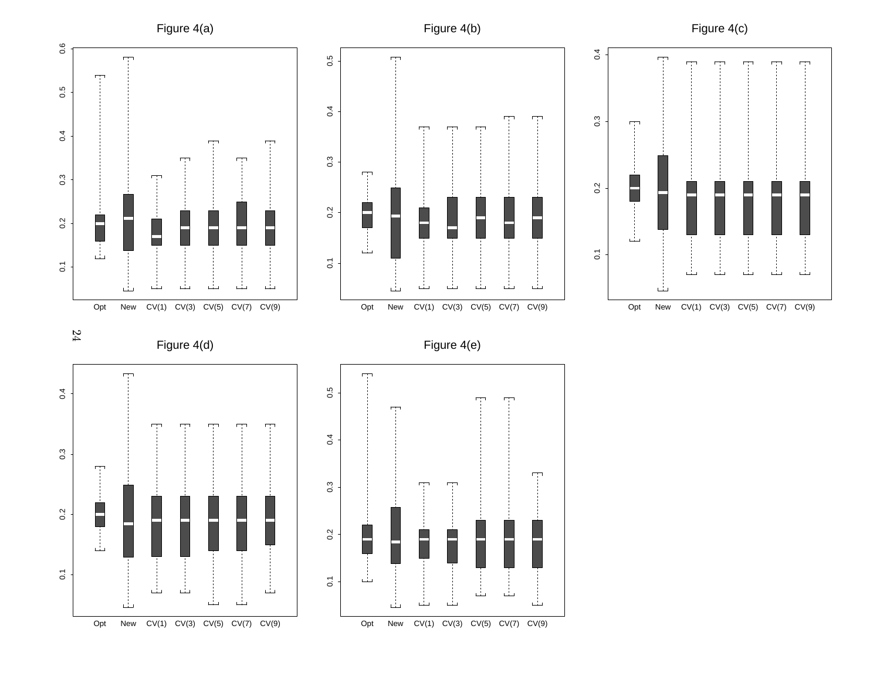Figure 4(a)

Figure 4(b)

Figure 4(c)

Figure 4(d)

Figure 4(e)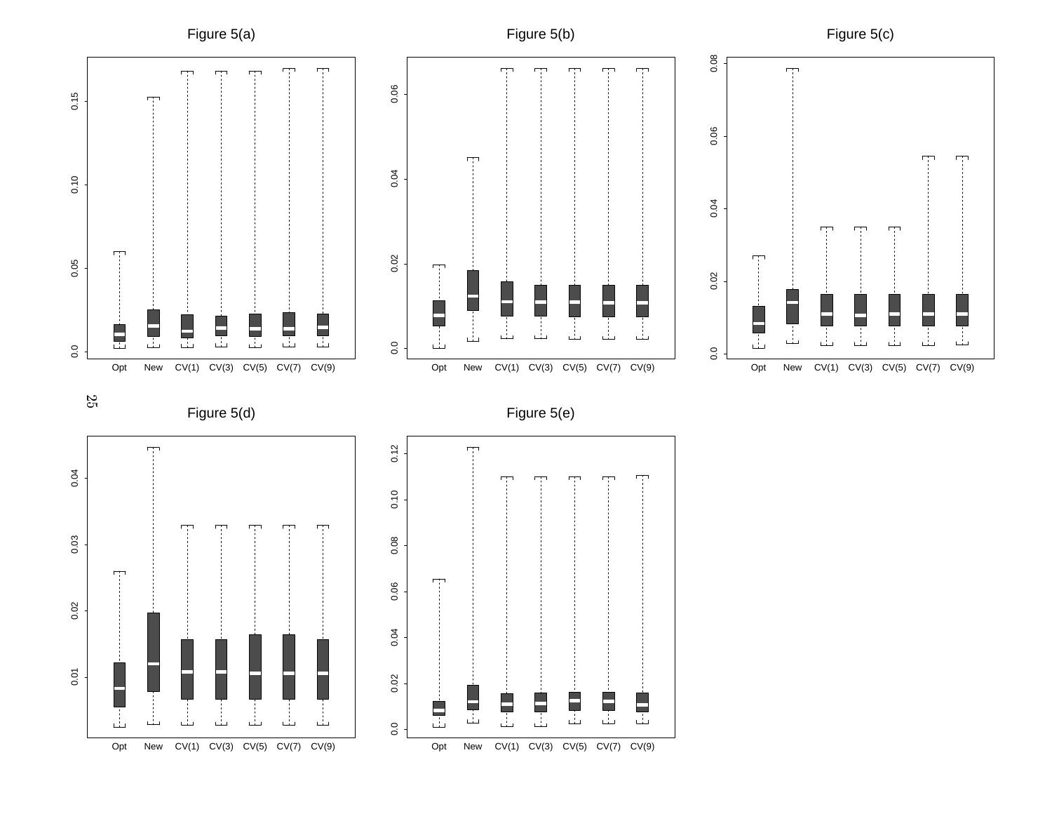Figure 5(a)

Figure 5(b)

Figure 5(c)

Figure 5(d)

Figure 5(e)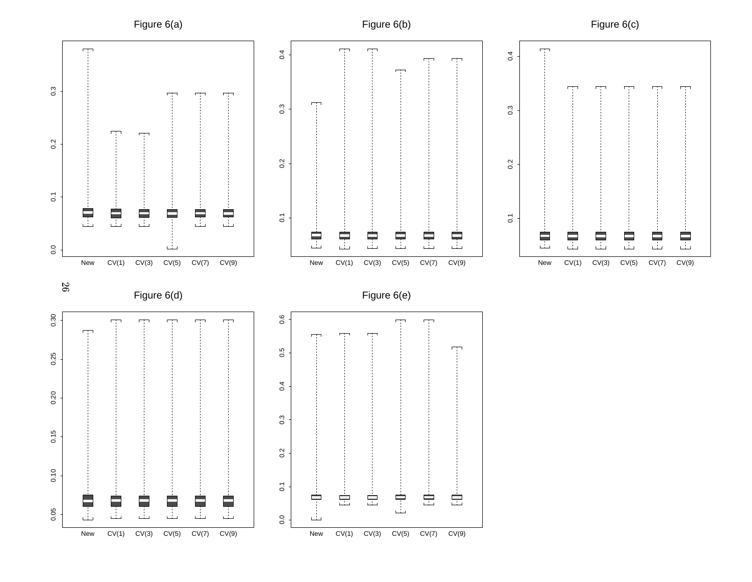Figure 6(a)

Figure 6(b)

Figure 6(c)

Figure 6(d)

Figure 6(e)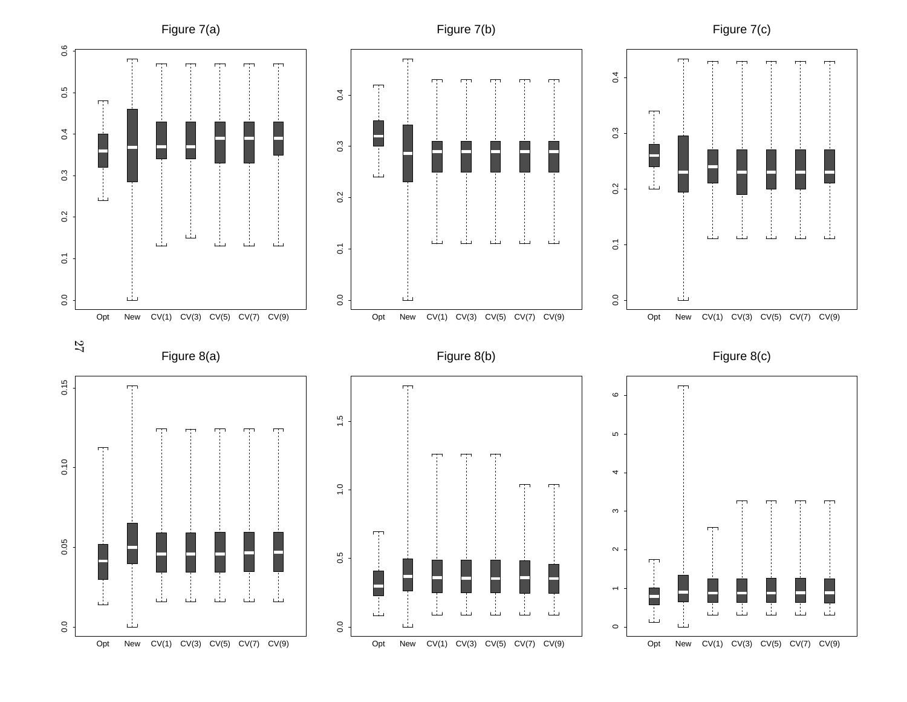Figure 7(a)

Figure 7(b)

Figure 7(c)

Figure 8(a)

Figure 8(b)

Figure 8(c)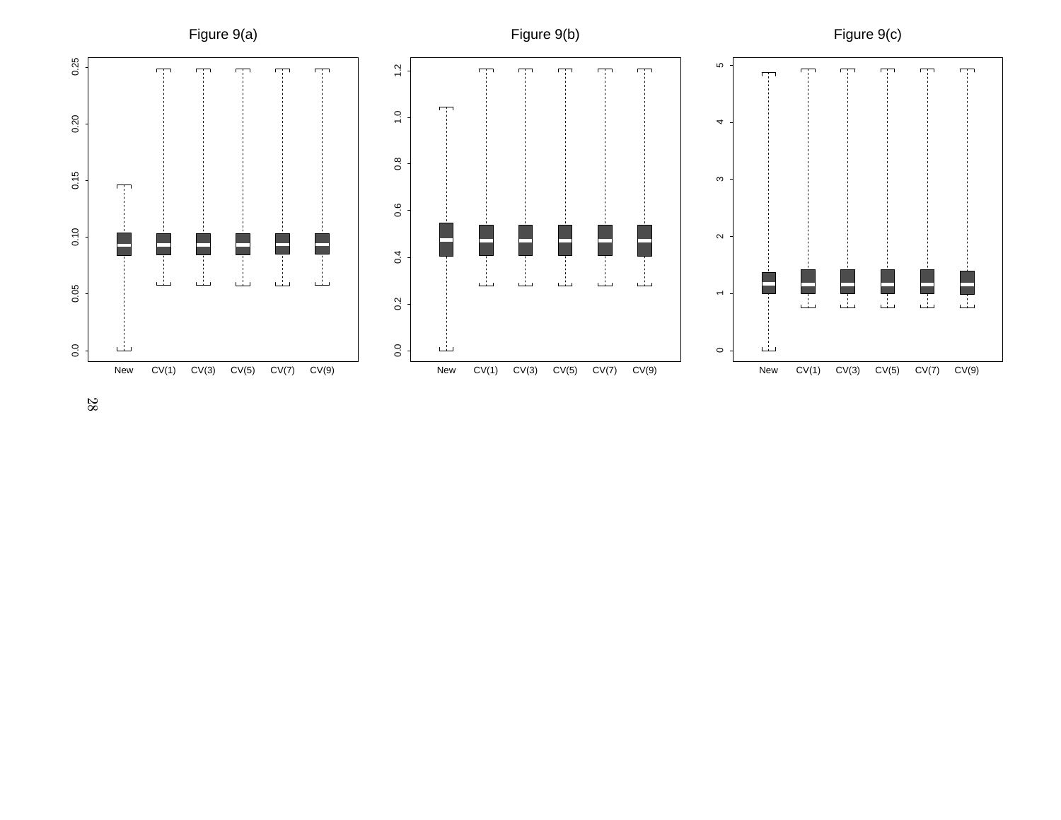Figure 9(a)

0.25
0.20
0.15
0.10
0.05
0.0

New CV(1) CV(3) CV(5) CV(7) CV(9)

Figure 9(b)

1.2
1.0
0.8
0.6
0.4
0.2
0.0

New CV(1) CV(3) CV(5) CV(7) CV(9)

Figure 9(c)

5
4
3
2
1
0

New CV(1) CV(3) CV(5) CV(7) CV(9)